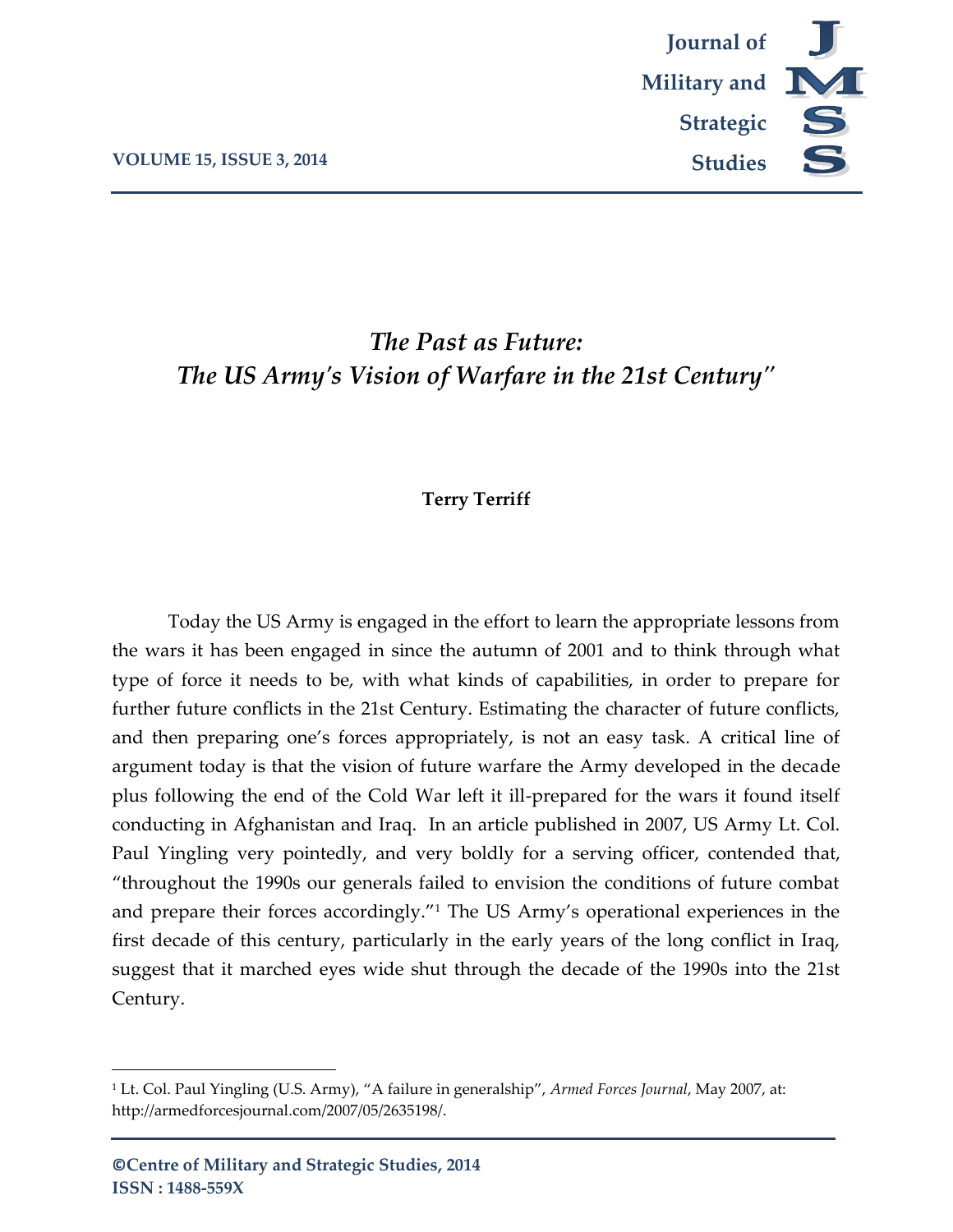# *The Past as Future: The US Army's Vision of Warfare in the 21st Century"*

**Terry Terriff**

Today the US Army is engaged in the effort to learn the appropriate lessons from the wars it has been engaged in since the autumn of 2001 and to think through what type of force it needs to be, with what kinds of capabilities, in order to prepare for further future conflicts in the 21st Century. Estimating the character of future conflicts, and then preparing one's forces appropriately, is not an easy task. A critical line of argument today is that the vision of future warfare the Army developed in the decade plus following the end of the Cold War left it ill-prepared for the wars it found itself conducting in Afghanistan and Iraq. In an article published in 2007, US Army Lt. Col. Paul Yingling very pointedly, and very boldly for a serving officer, contended that, "throughout the 1990s our generals failed to envision the conditions of future combat and prepare their forces accordingly."[1] The US Army's operational experiences in the first decade of this century, particularly in the early years of the long conflict in Iraq, suggest that it marched eyes wide shut through the decade of the 1990s into the 21st Century.

---

[1] Lt. Col. Paul Yingling (U.S. Army), "A failure in generalship", *Armed Forces Journal*, May 2007, at: http://armedforcesjournal.com/2007/05/2635198/.

**©Centre of Military and Strategic Studies, 2014**
**ISSN : 1488-559X**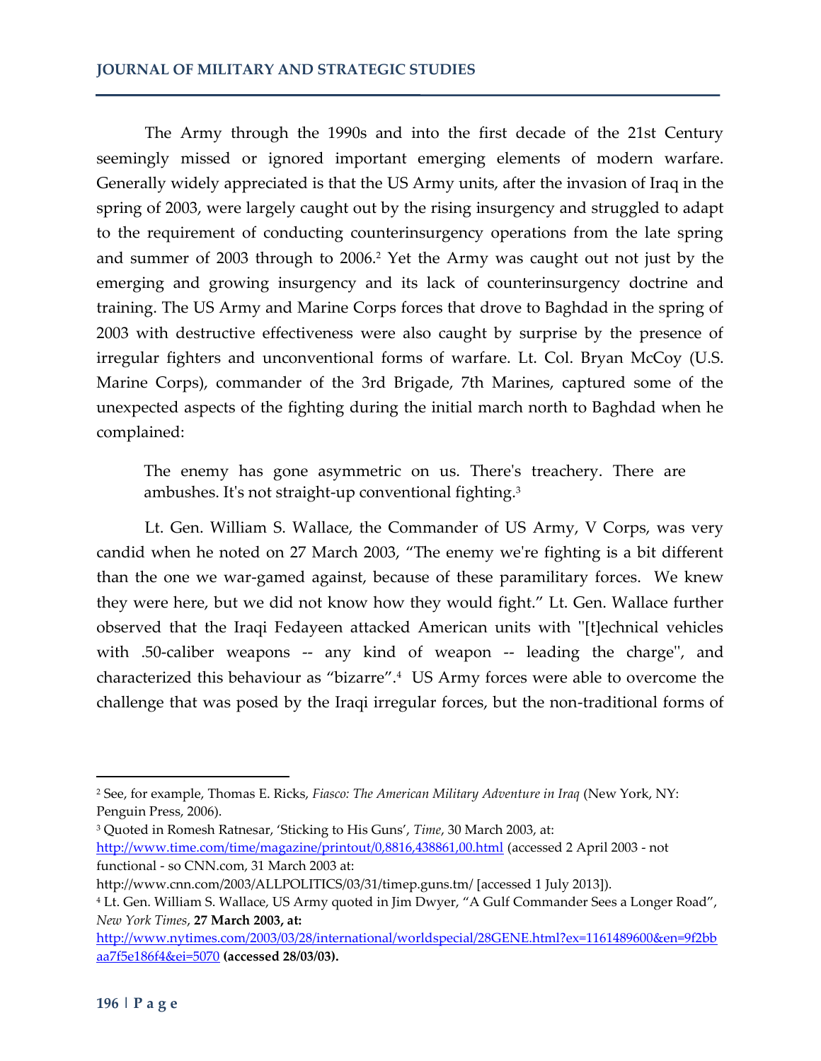The Army through the 1990s and into the first decade of the 21st Century seemingly missed or ignored important emerging elements of modern warfare. Generally widely appreciated is that the US Army units, after the invasion of Iraq in the spring of 2003, were largely caught out by the rising insurgency and struggled to adapt to the requirement of conducting counterinsurgency operations from the late spring and summer of 2003 through to 2006.[2] Yet the Army was caught out not just by the emerging and growing insurgency and its lack of counterinsurgency doctrine and training. The US Army and Marine Corps forces that drove to Baghdad in the spring of 2003 with destructive effectiveness were also caught by surprise by the presence of irregular fighters and unconventional forms of warfare. Lt. Col. Bryan McCoy (U.S. Marine Corps), commander of the 3rd Brigade, 7th Marines, captured some of the unexpected aspects of the fighting during the initial march north to Baghdad when he complained:

> The enemy has gone asymmetric on us. There's treachery. There are ambushes. It's not straight-up conventional fighting.[3]

Lt. Gen. William S. Wallace, the Commander of US Army, V Corps, was very candid when he noted on 27 March 2003, "The enemy we're fighting is a bit different than the one we war-gamed against, because of these paramilitary forces. We knew they were here, but we did not know how they would fight." Lt. Gen. Wallace further observed that the Iraqi Fedayeen attacked American units with ''[t]echnical vehicles with .50-caliber weapons -- any kind of weapon -- leading the charge'', and characterized this behaviour as "bizarre".[4] US Army forces were able to overcome the challenge that was posed by the Iraqi irregular forces, but the non-traditional forms of

---

[2] See, for example, Thomas E. Ricks, *Fiasco: The American Military Adventure in Iraq* (New York, NY: Penguin Press, 2006).

[3] Quoted in Romesh Ratnesar, 'Sticking to His Guns', *Time*, 30 March 2003, at: http://www.time.com/time/magazine/printout/0,8816,438861,00.html (accessed 2 April 2003 - not functional - so CNN.com, 31 March 2003 at: http://www.cnn.com/2003/ALLPOLITICS/03/31/timep.guns.tm/ [accessed 1 July 2013]).

[4] Lt. Gen. William S. Wallace, US Army quoted in Jim Dwyer, "A Gulf Commander Sees a Longer Road", *New York Times*, **27 March 2003, at:** http://www.nytimes.com/2003/03/28/international/worldspecial/28GENE.html?ex=1161489600&en=9f2bbaa7f5e186f4&ei=5070 **(accessed 28/03/03).**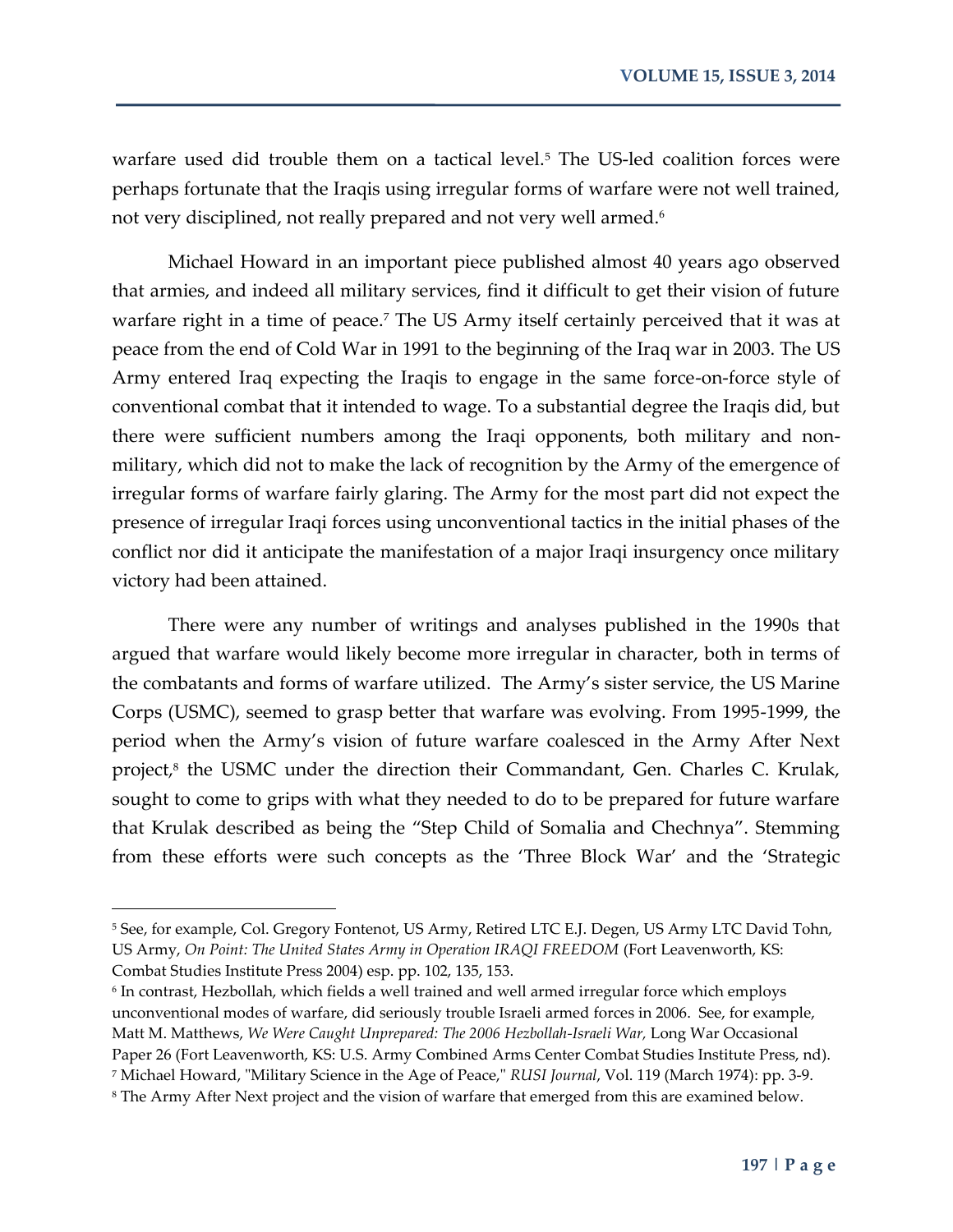warfare used did trouble them on a tactical level.[5] The US-led coalition forces were perhaps fortunate that the Iraqis using irregular forms of warfare were not well trained, not very disciplined, not really prepared and not very well armed.[6]

Michael Howard in an important piece published almost 40 years ago observed that armies, and indeed all military services, find it difficult to get their vision of future warfare right in a time of peace.[7] The US Army itself certainly perceived that it was at peace from the end of Cold War in 1991 to the beginning of the Iraq war in 2003. The US Army entered Iraq expecting the Iraqis to engage in the same force-on-force style of conventional combat that it intended to wage. To a substantial degree the Iraqis did, but there were sufficient numbers among the Iraqi opponents, both military and non-military, which did not to make the lack of recognition by the Army of the emergence of irregular forms of warfare fairly glaring. The Army for the most part did not expect the presence of irregular Iraqi forces using unconventional tactics in the initial phases of the conflict nor did it anticipate the manifestation of a major Iraqi insurgency once military victory had been attained.

There were any number of writings and analyses published in the 1990s that argued that warfare would likely become more irregular in character, both in terms of the combatants and forms of warfare utilized. The Army's sister service, the US Marine Corps (USMC), seemed to grasp better that warfare was evolving. From 1995-1999, the period when the Army's vision of future warfare coalesced in the Army After Next project,[8] the USMC under the direction their Commandant, Gen. Charles C. Krulak, sought to come to grips with what they needed to do to be prepared for future warfare that Krulak described as being the "Step Child of Somalia and Chechnya". Stemming from these efforts were such concepts as the 'Three Block War' and the 'Strategic

---

[5] See, for example, Col. Gregory Fontenot, US Army, Retired LTC E.J. Degen, US Army LTC David Tohn, US Army, *On Point: The United States Army in Operation IRAQI FREEDOM* (Fort Leavenworth, KS: Combat Studies Institute Press 2004) esp. pp. 102, 135, 153.

[6] In contrast, Hezbollah, which fields a well trained and well armed irregular force which employs unconventional modes of warfare, did seriously trouble Israeli armed forces in 2006. See, for example, Matt M. Matthews, *We Were Caught Unprepared: The 2006 Hezbollah-Israeli War,* Long War Occasional Paper 26 (Fort Leavenworth, KS: U.S. Army Combined Arms Center Combat Studies Institute Press, nd).

[7] Michael Howard, "Military Science in the Age of Peace," *RUSI Journal*, Vol. 119 (March 1974): pp. 3-9.

[8] The Army After Next project and the vision of warfare that emerged from this are examined below.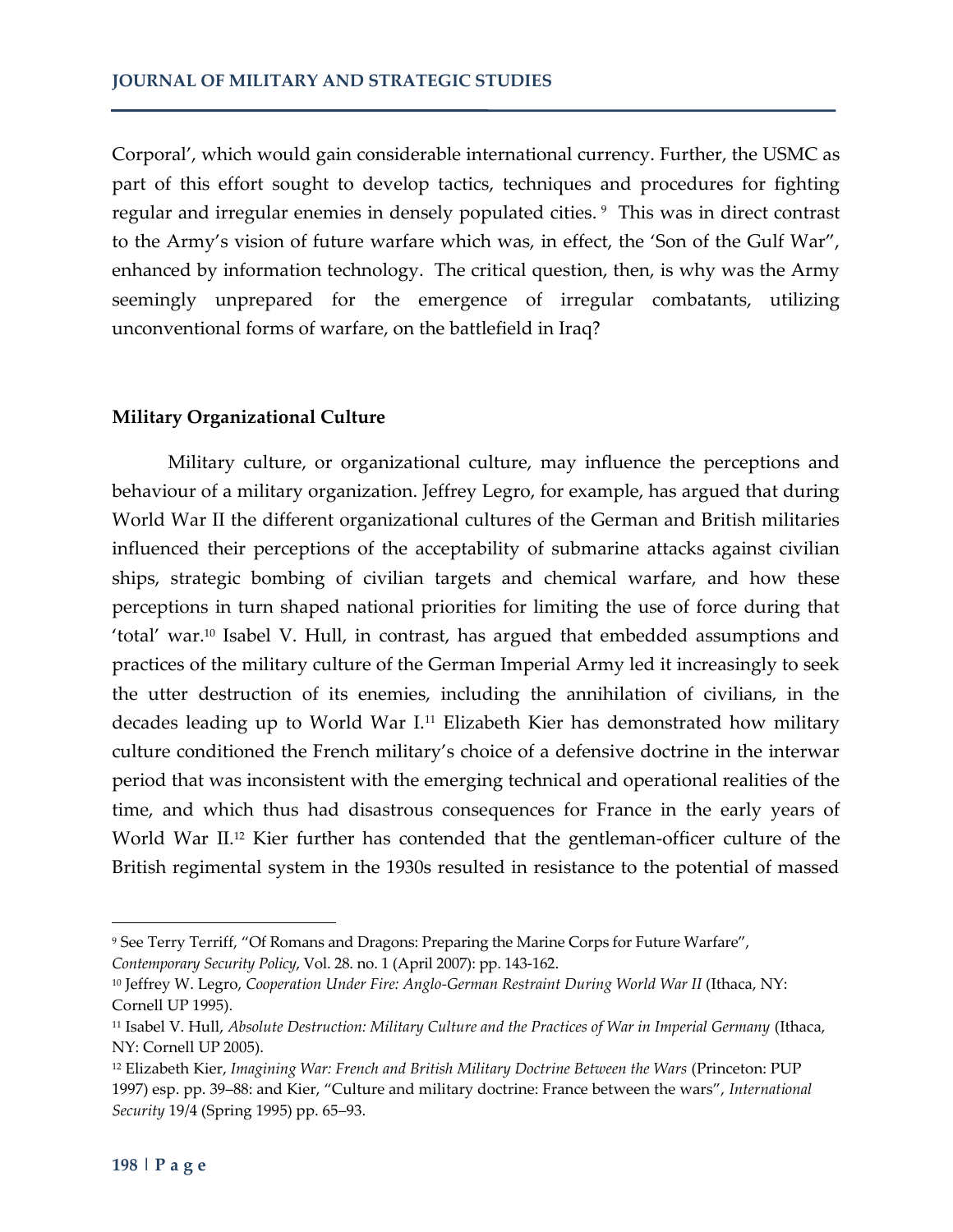Corporal', which would gain considerable international currency. Further, the USMC as part of this effort sought to develop tactics, techniques and procedures for fighting regular and irregular enemies in densely populated cities. [9] This was in direct contrast to the Army's vision of future warfare which was, in effect, the 'Son of the Gulf War", enhanced by information technology. The critical question, then, is why was the Army seemingly unprepared for the emergence of irregular combatants, utilizing unconventional forms of warfare, on the battlefield in Iraq?

## Military Organizational Culture

Military culture, or organizational culture, may influence the perceptions and behaviour of a military organization. Jeffrey Legro, for example, has argued that during World War II the different organizational cultures of the German and British militaries influenced their perceptions of the acceptability of submarine attacks against civilian ships, strategic bombing of civilian targets and chemical warfare, and how these perceptions in turn shaped national priorities for limiting the use of force during that 'total' war.[10] Isabel V. Hull, in contrast, has argued that embedded assumptions and practices of the military culture of the German Imperial Army led it increasingly to seek the utter destruction of its enemies, including the annihilation of civilians, in the decades leading up to World War I.[11] Elizabeth Kier has demonstrated how military culture conditioned the French military's choice of a defensive doctrine in the interwar period that was inconsistent with the emerging technical and operational realities of the time, and which thus had disastrous consequences for France in the early years of World War II.[12] Kier further has contended that the gentleman-officer culture of the British regimental system in the 1930s resulted in resistance to the potential of massed

---

[9] See Terry Terriff, "Of Romans and Dragons: Preparing the Marine Corps for Future Warfare", *Contemporary Security Policy*, Vol. 28. no. 1 (April 2007): pp. 143-162.

[10] Jeffrey W. Legro, *Cooperation Under Fire: Anglo-German Restraint During World War II* (Ithaca, NY: Cornell UP 1995).

[11] Isabel V. Hull, *Absolute Destruction: Military Culture and the Practices of War in Imperial Germany* (Ithaca, NY: Cornell UP 2005).

[12] Elizabeth Kier, *Imagining War: French and British Military Doctrine Between the Wars* (Princeton: PUP 1997) esp. pp. 39–88: and Kier, "Culture and military doctrine: France between the wars", *International Security* 19/4 (Spring 1995) pp. 65–93.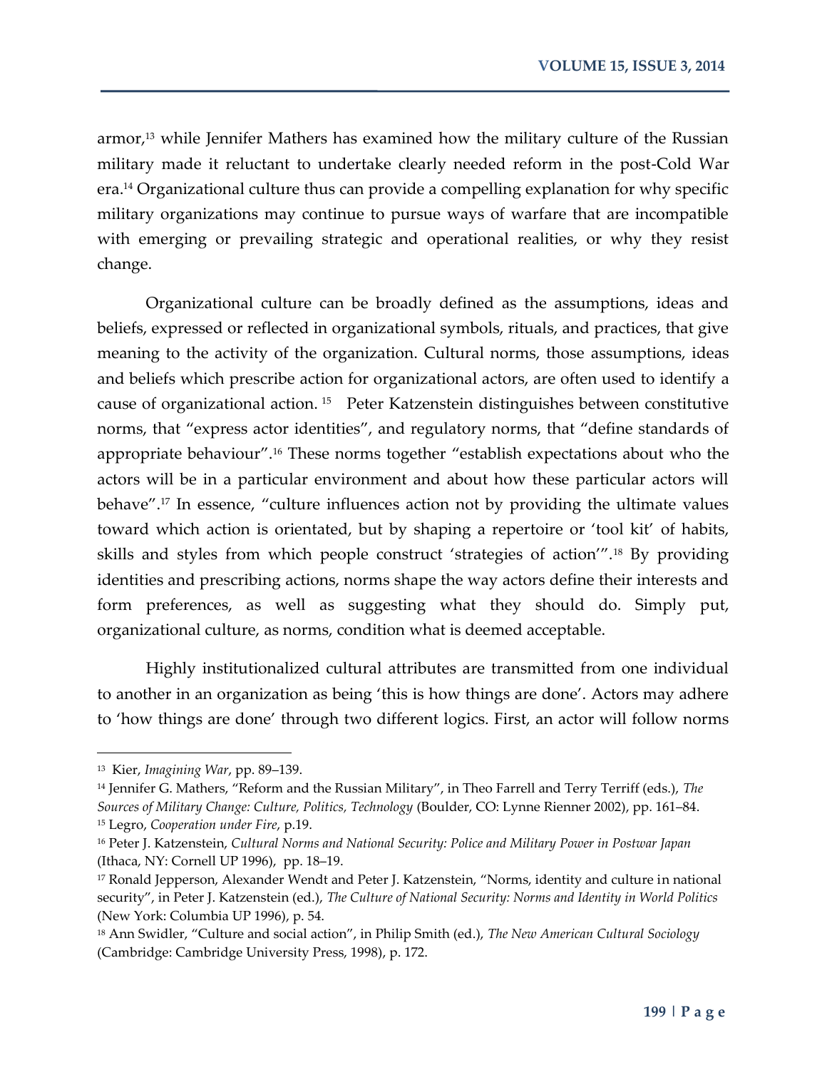armor,[13] while Jennifer Mathers has examined how the military culture of the Russian military made it reluctant to undertake clearly needed reform in the post-Cold War era.[14] Organizational culture thus can provide a compelling explanation for why specific military organizations may continue to pursue ways of warfare that are incompatible with emerging or prevailing strategic and operational realities, or why they resist change.

Organizational culture can be broadly defined as the assumptions, ideas and beliefs, expressed or reflected in organizational symbols, rituals, and practices, that give meaning to the activity of the organization. Cultural norms, those assumptions, ideas and beliefs which prescribe action for organizational actors, are often used to identify a cause of organizational action.[15] Peter Katzenstein distinguishes between constitutive norms, that "express actor identities", and regulatory norms, that "define standards of appropriate behaviour".[16] These norms together "establish expectations about who the actors will be in a particular environment and about how these particular actors will behave".[17] In essence, "culture influences action not by providing the ultimate values toward which action is orientated, but by shaping a repertoire or 'tool kit' of habits, skills and styles from which people construct 'strategies of action'".[18] By providing identities and prescribing actions, norms shape the way actors define their interests and form preferences, as well as suggesting what they should do. Simply put, organizational culture, as norms, condition what is deemed acceptable.

Highly institutionalized cultural attributes are transmitted from one individual to another in an organization as being 'this is how things are done'. Actors may adhere to 'how things are done' through two different logics. First, an actor will follow norms

---

[13] Kier, *Imagining War*, pp. 89–139.

[14] Jennifer G. Mathers, "Reform and the Russian Military", in Theo Farrell and Terry Terriff (eds.), *The Sources of Military Change: Culture, Politics, Technology* (Boulder, CO: Lynne Rienner 2002), pp. 161–84.

[15] Legro, *Cooperation under Fire*, p.19.

[16] Peter J. Katzenstein, *Cultural Norms and National Security: Police and Military Power in Postwar Japan* (Ithaca, NY: Cornell UP 1996), pp. 18–19.

[17] Ronald Jepperson, Alexander Wendt and Peter J. Katzenstein, "Norms, identity and culture in national security", in Peter J. Katzenstein (ed.), *The Culture of National Security: Norms and Identity in World Politics* (New York: Columbia UP 1996), p. 54.

[18] Ann Swidler, "Culture and social action", in Philip Smith (ed.), *The New American Cultural Sociology* (Cambridge: Cambridge University Press, 1998), p. 172.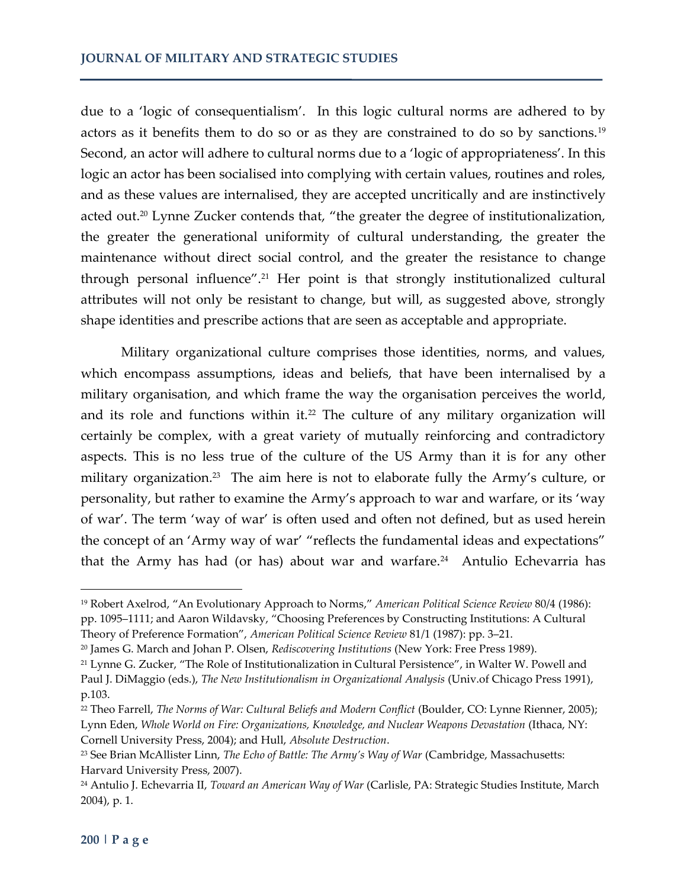due to a 'logic of consequentialism'. In this logic cultural norms are adhered to by actors as it benefits them to do so or as they are constrained to do so by sanctions.[19] Second, an actor will adhere to cultural norms due to a 'logic of appropriateness'. In this logic an actor has been socialised into complying with certain values, routines and roles, and as these values are internalised, they are accepted uncritically and are instinctively acted out.[20] Lynne Zucker contends that, "the greater the degree of institutionalization, the greater the generational uniformity of cultural understanding, the greater the maintenance without direct social control, and the greater the resistance to change through personal influence".[21] Her point is that strongly institutionalized cultural attributes will not only be resistant to change, but will, as suggested above, strongly shape identities and prescribe actions that are seen as acceptable and appropriate.

Military organizational culture comprises those identities, norms, and values, which encompass assumptions, ideas and beliefs, that have been internalised by a military organisation, and which frame the way the organisation perceives the world, and its role and functions within it.[22] The culture of any military organization will certainly be complex, with a great variety of mutually reinforcing and contradictory aspects. This is no less true of the culture of the US Army than it is for any other military organization.[23] The aim here is not to elaborate fully the Army's culture, or personality, but rather to examine the Army's approach to war and warfare, or its 'way of war'. The term 'way of war' is often used and often not defined, but as used herein the concept of an 'Army way of war' "reflects the fundamental ideas and expectations" that the Army has had (or has) about war and warfare.[24] Antulio Echevarria has

---

[19] Robert Axelrod, "An Evolutionary Approach to Norms," *American Political Science Review* 80/4 (1986): pp. 1095–1111; and Aaron Wildavsky, "Choosing Preferences by Constructing Institutions: A Cultural Theory of Preference Formation", *American Political Science Review* 81/1 (1987): pp. 3–21.

[20] James G. March and Johan P. Olsen, *Rediscovering Institutions* (New York: Free Press 1989).

[21] Lynne G. Zucker, "The Role of Institutionalization in Cultural Persistence", in Walter W. Powell and Paul J. DiMaggio (eds.), *The New Institutionalism in Organizational Analysis* (Univ.of Chicago Press 1991), p.103.

[22] Theo Farrell, *The Norms of War: Cultural Beliefs and Modern Conflict* (Boulder, CO: Lynne Rienner, 2005); Lynn Eden, *Whole World on Fire: Organizations, Knowledge, and Nuclear Weapons Devastation* (Ithaca, NY: Cornell University Press, 2004); and Hull, *Absolute Destruction*.

[23] See Brian McAllister Linn, *The Echo of Battle: The Army's Way of War* (Cambridge, Massachusetts: Harvard University Press, 2007).

[24] Antulio J. Echevarria II, *Toward an American Way of War* (Carlisle, PA: Strategic Studies Institute, March 2004), p. 1.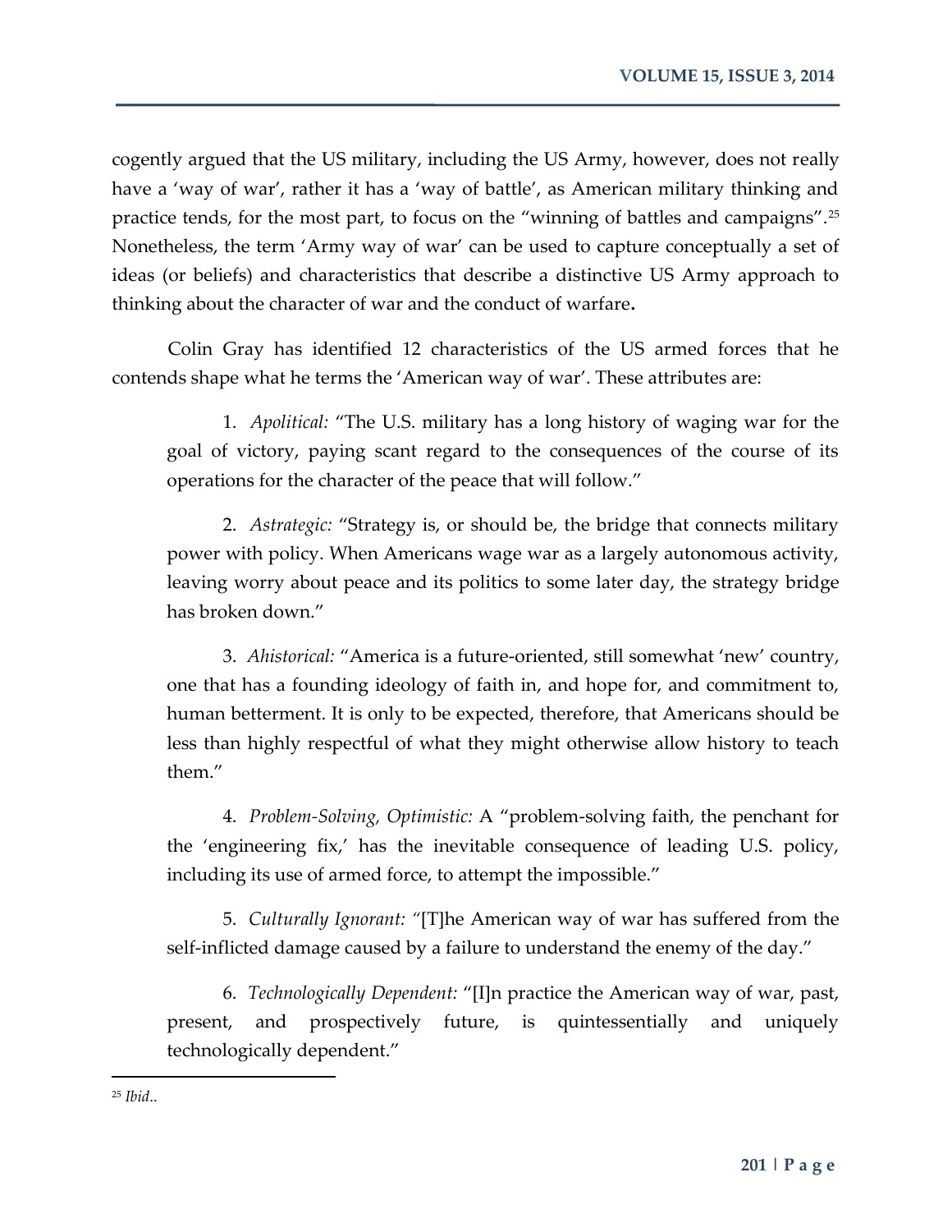cogently argued that the US military, including the US Army, however, does not really have a 'way of war', rather it has a 'way of battle', as American military thinking and practice tends, for the most part, to focus on the "winning of battles and campaigns".[25] Nonetheless, the term 'Army way of war' can be used to capture conceptually a set of ideas (or beliefs) and characteristics that describe a distinctive US Army approach to thinking about the character of war and the conduct of warfare**.**

Colin Gray has identified 12 characteristics of the US armed forces that he contends shape what he terms the 'American way of war'. These attributes are:

> 1. *Apolitical:* "The U.S. military has a long history of waging war for the goal of victory, paying scant regard to the consequences of the course of its operations for the character of the peace that will follow."
>
> 2. *Astrategic:* "Strategy is, or should be, the bridge that connects military power with policy. When Americans wage war as a largely autonomous activity, leaving worry about peace and its politics to some later day, the strategy bridge has broken down."
>
> 3. *Ahistorical:* "America is a future-oriented, still somewhat 'new' country, one that has a founding ideology of faith in, and hope for, and commitment to, human betterment. It is only to be expected, therefore, that Americans should be less than highly respectful of what they might otherwise allow history to teach them."
>
> 4. *Problem-Solving, Optimistic:* A "problem-solving faith, the penchant for the 'engineering fix,' has the inevitable consequence of leading U.S. policy, including its use of armed force, to attempt the impossible."
>
> 5. *Culturally Ignorant: "*[T]he American way of war has suffered from the self-inflicted damage caused by a failure to understand the enemy of the day."
>
> 6. *Technologically Dependent:* "[I]n practice the American way of war, past, present, and prospectively future, is quintessentially and uniquely technologically dependent."

---

[25] *Ibid*..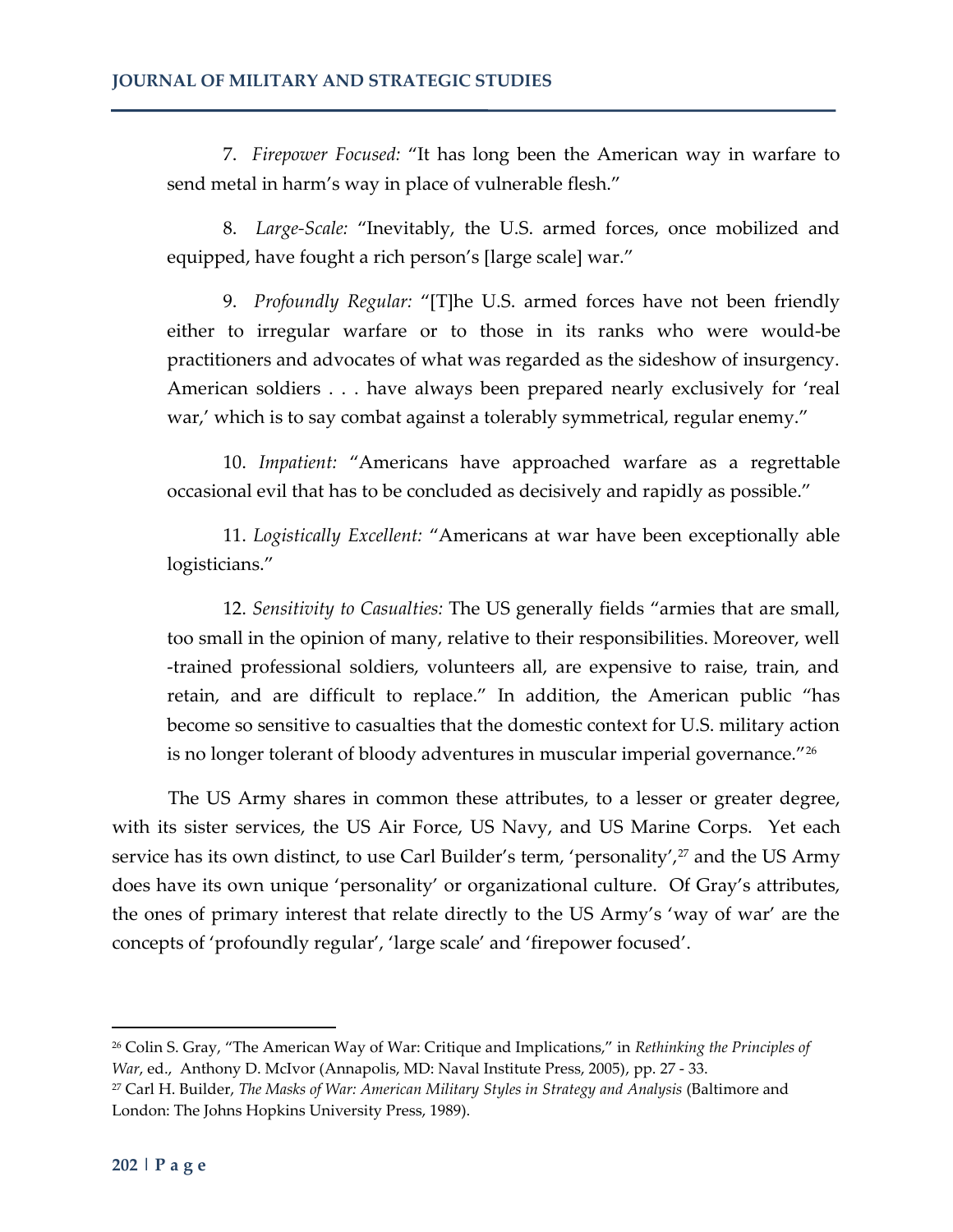7. *Firepower Focused:* "It has long been the American way in warfare to send metal in harm's way in place of vulnerable flesh."

8. *Large-Scale:* "Inevitably, the U.S. armed forces, once mobilized and equipped, have fought a rich person's [large scale] war."

9. *Profoundly Regular:* "[T]he U.S. armed forces have not been friendly either to irregular warfare or to those in its ranks who were would-be practitioners and advocates of what was regarded as the sideshow of insurgency. American soldiers . . . have always been prepared nearly exclusively for 'real war,' which is to say combat against a tolerably symmetrical, regular enemy."

10. *Impatient:* "Americans have approached warfare as a regrettable occasional evil that has to be concluded as decisively and rapidly as possible."

11. *Logistically Excellent:* "Americans at war have been exceptionally able logisticians."

12. *Sensitivity to Casualties:* The US generally fields "armies that are small, too small in the opinion of many, relative to their responsibilities. Moreover, well -trained professional soldiers, volunteers all, are expensive to raise, train, and retain, and are difficult to replace." In addition, the American public "has become so sensitive to casualties that the domestic context for U.S. military action is no longer tolerant of bloody adventures in muscular imperial governance."[26]

The US Army shares in common these attributes, to a lesser or greater degree, with its sister services, the US Air Force, US Navy, and US Marine Corps. Yet each service has its own distinct, to use Carl Builder's term, 'personality',[27] and the US Army does have its own unique 'personality' or organizational culture. Of Gray's attributes, the ones of primary interest that relate directly to the US Army's 'way of war' are the concepts of 'profoundly regular', 'large scale' and 'firepower focused'.

---

[26] Colin S. Gray, "The American Way of War: Critique and Implications," in *Rethinking the Principles of War*, ed., Anthony D. McIvor (Annapolis, MD: Naval Institute Press, 2005), pp. 27 - 33.

[27] Carl H. Builder, *The Masks of War: American Military Styles in Strategy and Analysis* (Baltimore and London: The Johns Hopkins University Press, 1989).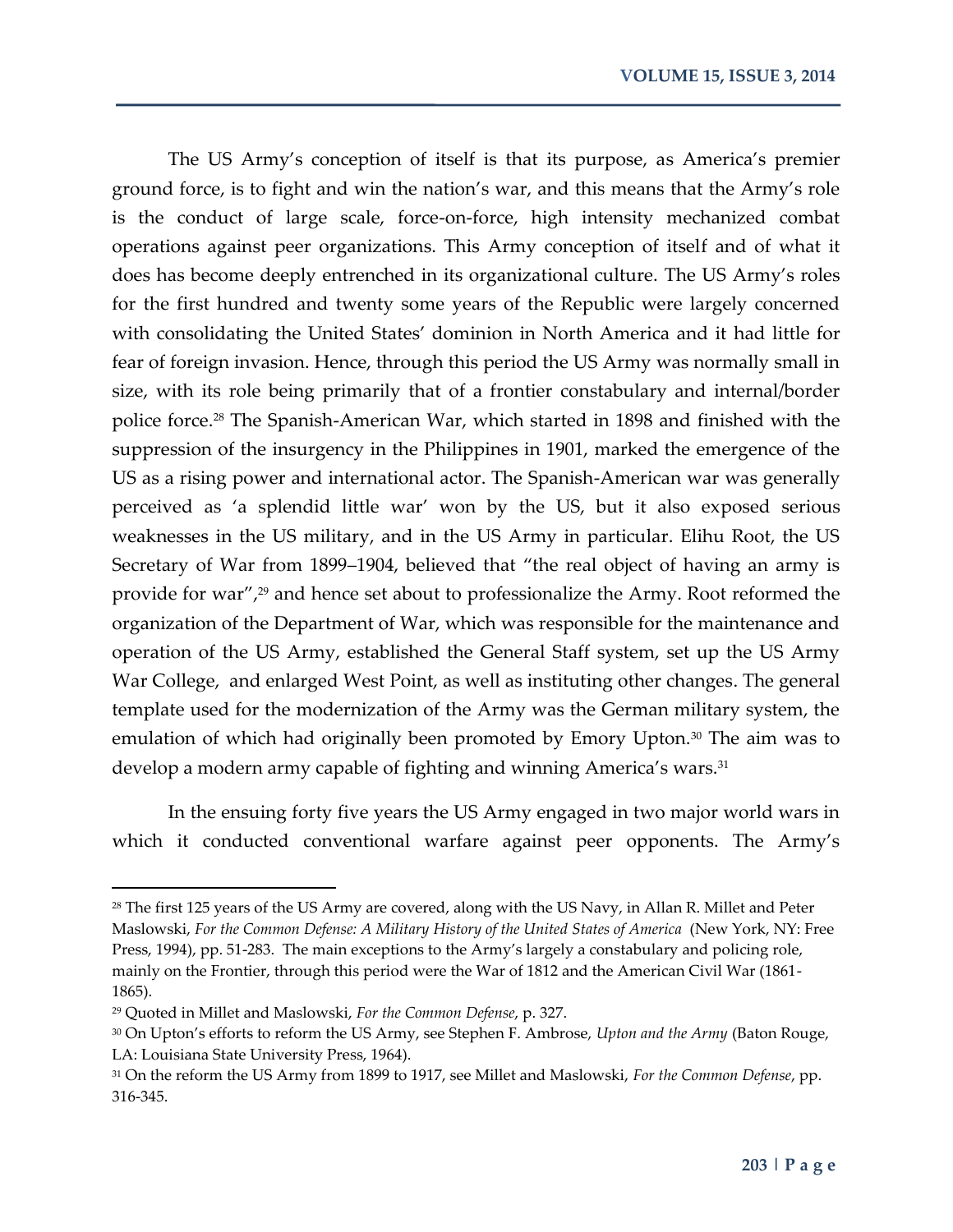The US Army's conception of itself is that its purpose, as America's premier ground force, is to fight and win the nation's war, and this means that the Army's role is the conduct of large scale, force-on-force, high intensity mechanized combat operations against peer organizations. This Army conception of itself and of what it does has become deeply entrenched in its organizational culture. The US Army's roles for the first hundred and twenty some years of the Republic were largely concerned with consolidating the United States' dominion in North America and it had little for fear of foreign invasion. Hence, through this period the US Army was normally small in size, with its role being primarily that of a frontier constabulary and internal/border police force.[28] The Spanish-American War, which started in 1898 and finished with the suppression of the insurgency in the Philippines in 1901, marked the emergence of the US as a rising power and international actor. The Spanish-American war was generally perceived as 'a splendid little war' won by the US, but it also exposed serious weaknesses in the US military, and in the US Army in particular. Elihu Root, the US Secretary of War from 1899–1904, believed that "the real object of having an army is provide for war",[29] and hence set about to professionalize the Army. Root reformed the organization of the Department of War, which was responsible for the maintenance and operation of the US Army, established the General Staff system, set up the US Army War College, and enlarged West Point, as well as instituting other changes. The general template used for the modernization of the Army was the German military system, the emulation of which had originally been promoted by Emory Upton.[30] The aim was to develop a modern army capable of fighting and winning America's wars.[31]

In the ensuing forty five years the US Army engaged in two major world wars in which it conducted conventional warfare against peer opponents. The Army's

---

[28] The first 125 years of the US Army are covered, along with the US Navy, in Allan R. Millet and Peter Maslowski, *For the Common Defense: A Military History of the United States of America* (New York, NY: Free Press, 1994), pp. 51-283. The main exceptions to the Army's largely a constabulary and policing role, mainly on the Frontier, through this period were the War of 1812 and the American Civil War (1861-1865).

[29] Quoted in Millet and Maslowski, *For the Common Defense*, p. 327.

[30] On Upton's efforts to reform the US Army, see Stephen F. Ambrose, *Upton and the Army* (Baton Rouge, LA: Louisiana State University Press, 1964).

[31] On the reform the US Army from 1899 to 1917, see Millet and Maslowski, *For the Common Defense*, pp. 316-345.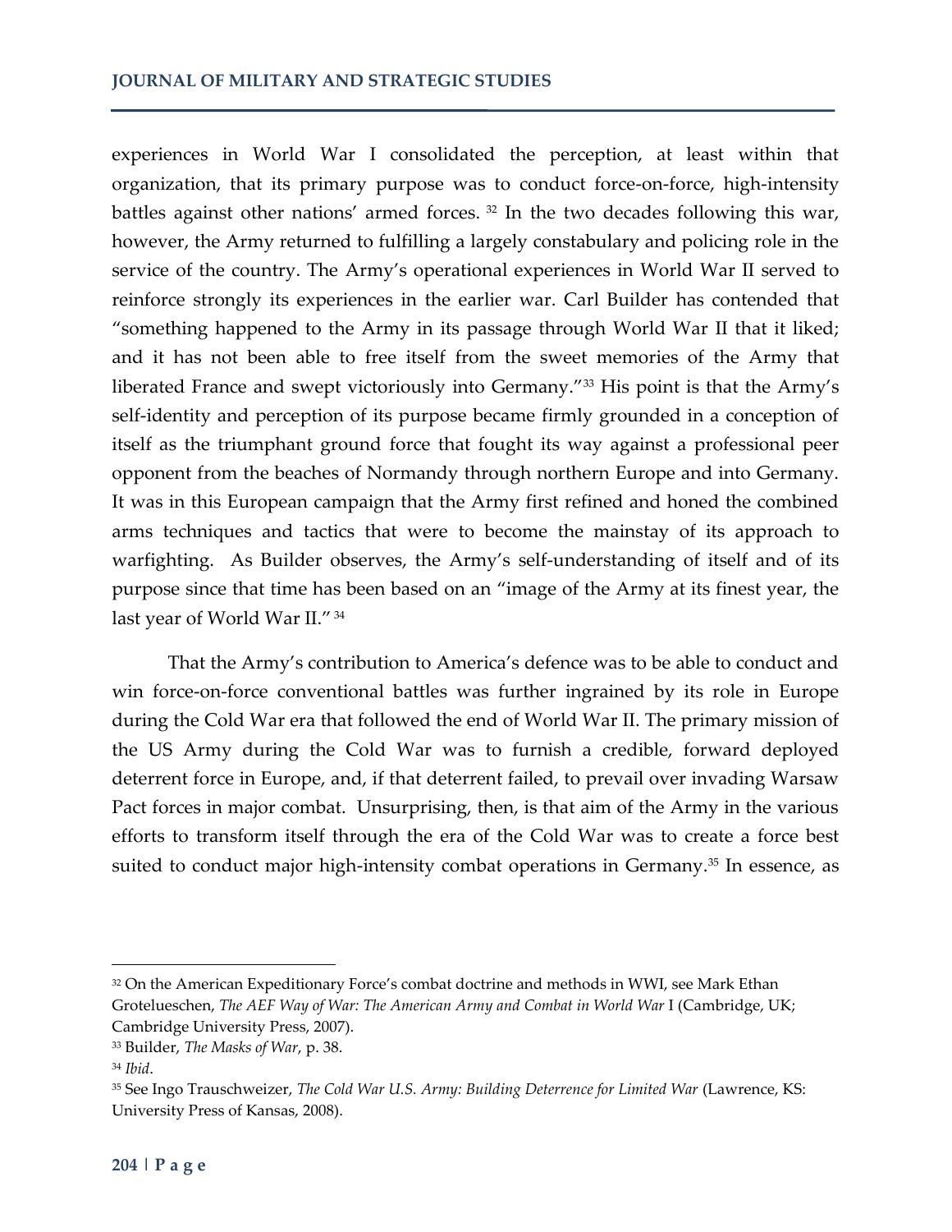experiences in World War I consolidated the perception, at least within that organization, that its primary purpose was to conduct force-on-force, high-intensity battles against other nations' armed forces. [32] In the two decades following this war, however, the Army returned to fulfilling a largely constabulary and policing role in the service of the country. The Army's operational experiences in World War II served to reinforce strongly its experiences in the earlier war. Carl Builder has contended that "something happened to the Army in its passage through World War II that it liked; and it has not been able to free itself from the sweet memories of the Army that liberated France and swept victoriously into Germany."[33] His point is that the Army's self-identity and perception of its purpose became firmly grounded in a conception of itself as the triumphant ground force that fought its way against a professional peer opponent from the beaches of Normandy through northern Europe and into Germany. It was in this European campaign that the Army first refined and honed the combined arms techniques and tactics that were to become the mainstay of its approach to warfighting. As Builder observes, the Army's self-understanding of itself and of its purpose since that time has been based on an "image of the Army at its finest year, the last year of World War II." [34]

That the Army's contribution to America's defence was to be able to conduct and win force-on-force conventional battles was further ingrained by its role in Europe during the Cold War era that followed the end of World War II. The primary mission of the US Army during the Cold War was to furnish a credible, forward deployed deterrent force in Europe, and, if that deterrent failed, to prevail over invading Warsaw Pact forces in major combat. Unsurprising, then, is that aim of the Army in the various efforts to transform itself through the era of the Cold War was to create a force best suited to conduct major high-intensity combat operations in Germany.[35] In essence, as

---

[32] On the American Expeditionary Force's combat doctrine and methods in WWI, see Mark Ethan Grotelueschen, *The AEF Way of War: The American Army and Combat in World War* I (Cambridge, UK; Cambridge University Press, 2007).

[33] Builder, *The Masks of War*, p. 38.

[34] *Ibid*.

[35] See Ingo Trauschweizer, *The Cold War U.S. Army: Building Deterrence for Limited War* (Lawrence, KS: University Press of Kansas, 2008).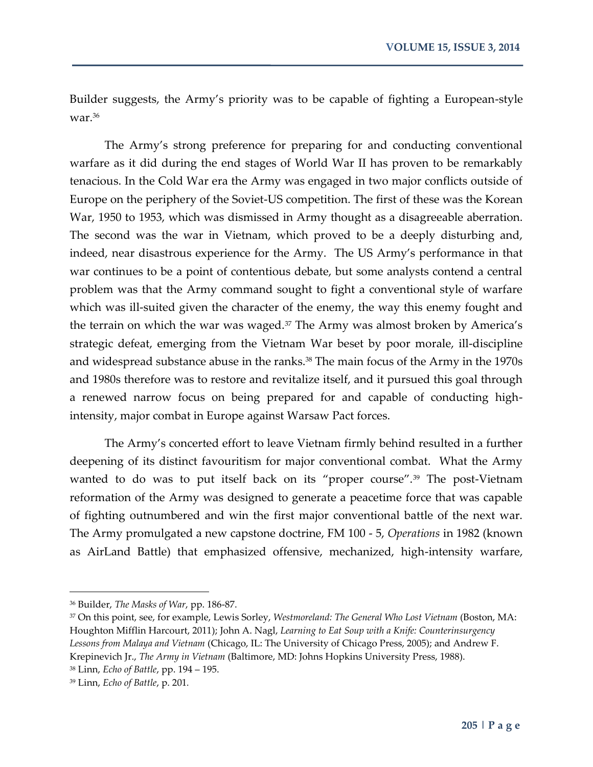Builder suggests, the Army's priority was to be capable of fighting a European-style war.[36]

The Army's strong preference for preparing for and conducting conventional warfare as it did during the end stages of World War II has proven to be remarkably tenacious. In the Cold War era the Army was engaged in two major conflicts outside of Europe on the periphery of the Soviet-US competition. The first of these was the Korean War, 1950 to 1953, which was dismissed in Army thought as a disagreeable aberration. The second was the war in Vietnam, which proved to be a deeply disturbing and, indeed, near disastrous experience for the Army. The US Army's performance in that war continues to be a point of contentious debate, but some analysts contend a central problem was that the Army command sought to fight a conventional style of warfare which was ill-suited given the character of the enemy, the way this enemy fought and the terrain on which the war was waged.[37] The Army was almost broken by America's strategic defeat, emerging from the Vietnam War beset by poor morale, ill-discipline and widespread substance abuse in the ranks.[38] The main focus of the Army in the 1970s and 1980s therefore was to restore and revitalize itself, and it pursued this goal through a renewed narrow focus on being prepared for and capable of conducting high-intensity, major combat in Europe against Warsaw Pact forces.

The Army's concerted effort to leave Vietnam firmly behind resulted in a further deepening of its distinct favouritism for major conventional combat. What the Army wanted to do was to put itself back on its "proper course".[39] The post-Vietnam reformation of the Army was designed to generate a peacetime force that was capable of fighting outnumbered and win the first major conventional battle of the next war. The Army promulgated a new capstone doctrine, FM 100 - 5, *Operations* in 1982 (known as AirLand Battle) that emphasized offensive, mechanized, high-intensity warfare,

---

[36] Builder, *The Masks of War*, pp. 186-87.

[37] On this point, see, for example, Lewis Sorley, *Westmoreland: The General Who Lost Vietnam* (Boston, MA: Houghton Mifflin Harcourt, 2011); John A. Nagl, *Learning to Eat Soup with a Knife: Counterinsurgency Lessons from Malaya and Vietnam* (Chicago, IL: The University of Chicago Press, 2005); and Andrew F. Krepinevich Jr., *The Army in Vietnam* (Baltimore, MD: Johns Hopkins University Press, 1988).

[38] Linn, *Echo of Battle*, pp. 194 – 195.

[39] Linn, *Echo of Battle*, p. 201.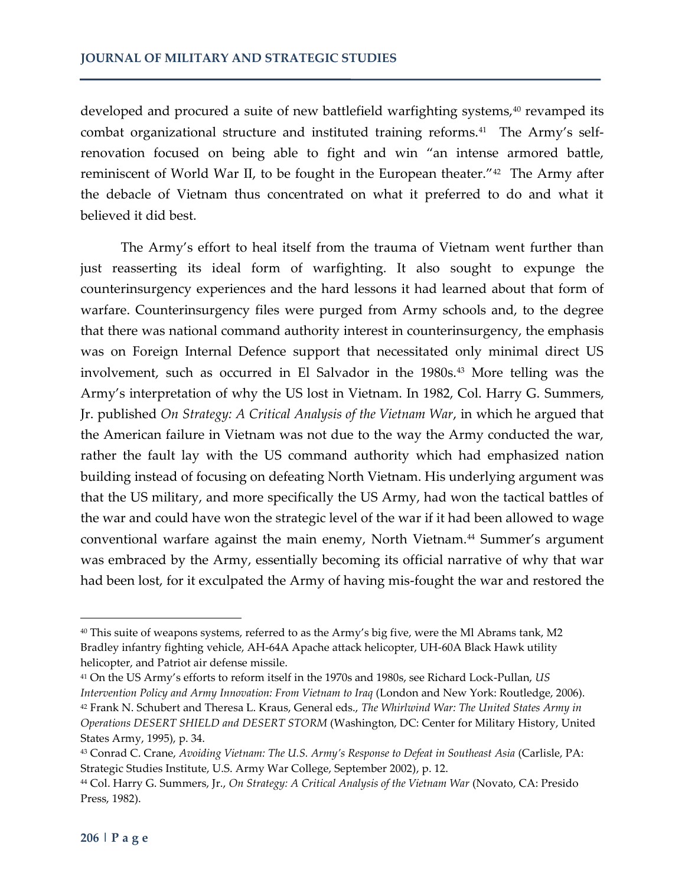developed and procured a suite of new battlefield warfighting systems,[40] revamped its combat organizational structure and instituted training reforms.[41] The Army's self-renovation focused on being able to fight and win "an intense armored battle, reminiscent of World War II, to be fought in the European theater."[42] The Army after the debacle of Vietnam thus concentrated on what it preferred to do and what it believed it did best.

The Army's effort to heal itself from the trauma of Vietnam went further than just reasserting its ideal form of warfighting. It also sought to expunge the counterinsurgency experiences and the hard lessons it had learned about that form of warfare. Counterinsurgency files were purged from Army schools and, to the degree that there was national command authority interest in counterinsurgency, the emphasis was on Foreign Internal Defence support that necessitated only minimal direct US involvement, such as occurred in El Salvador in the 1980s.[43] More telling was the Army's interpretation of why the US lost in Vietnam. In 1982, Col. Harry G. Summers, Jr. published *On Strategy: A Critical Analysis of the Vietnam War*, in which he argued that the American failure in Vietnam was not due to the way the Army conducted the war, rather the fault lay with the US command authority which had emphasized nation building instead of focusing on defeating North Vietnam. His underlying argument was that the US military, and more specifically the US Army, had won the tactical battles of the war and could have won the strategic level of the war if it had been allowed to wage conventional warfare against the main enemy, North Vietnam.[44] Summer's argument was embraced by the Army, essentially becoming its official narrative of why that war had been lost, for it exculpated the Army of having mis-fought the war and restored the

---

[40] This suite of weapons systems, referred to as the Army's big five, were the Ml Abrams tank, M2 Bradley infantry fighting vehicle, AH-64A Apache attack helicopter, UH-60A Black Hawk utility helicopter, and Patriot air defense missile.

[41] On the US Army's efforts to reform itself in the 1970s and 1980s, see Richard Lock-Pullan, *US Intervention Policy and Army Innovation: From Vietnam to Iraq* (London and New York: Routledge, 2006).

[42] Frank N. Schubert and Theresa L. Kraus, General eds., *The Whirlwind War: The United States Army in Operations DESERT SHIELD and DESERT STORM* (Washington, DC: Center for Military History, United States Army, 1995), p. 34.

[43] Conrad C. Crane, *Avoiding Vietnam: The U.S. Army's Response to Defeat in Southeast Asia* (Carlisle, PA: Strategic Studies Institute, U.S. Army War College, September 2002), p. 12.

[44] Col. Harry G. Summers, Jr., *On Strategy: A Critical Analysis of the Vietnam War* (Novato, CA: Presido Press, 1982).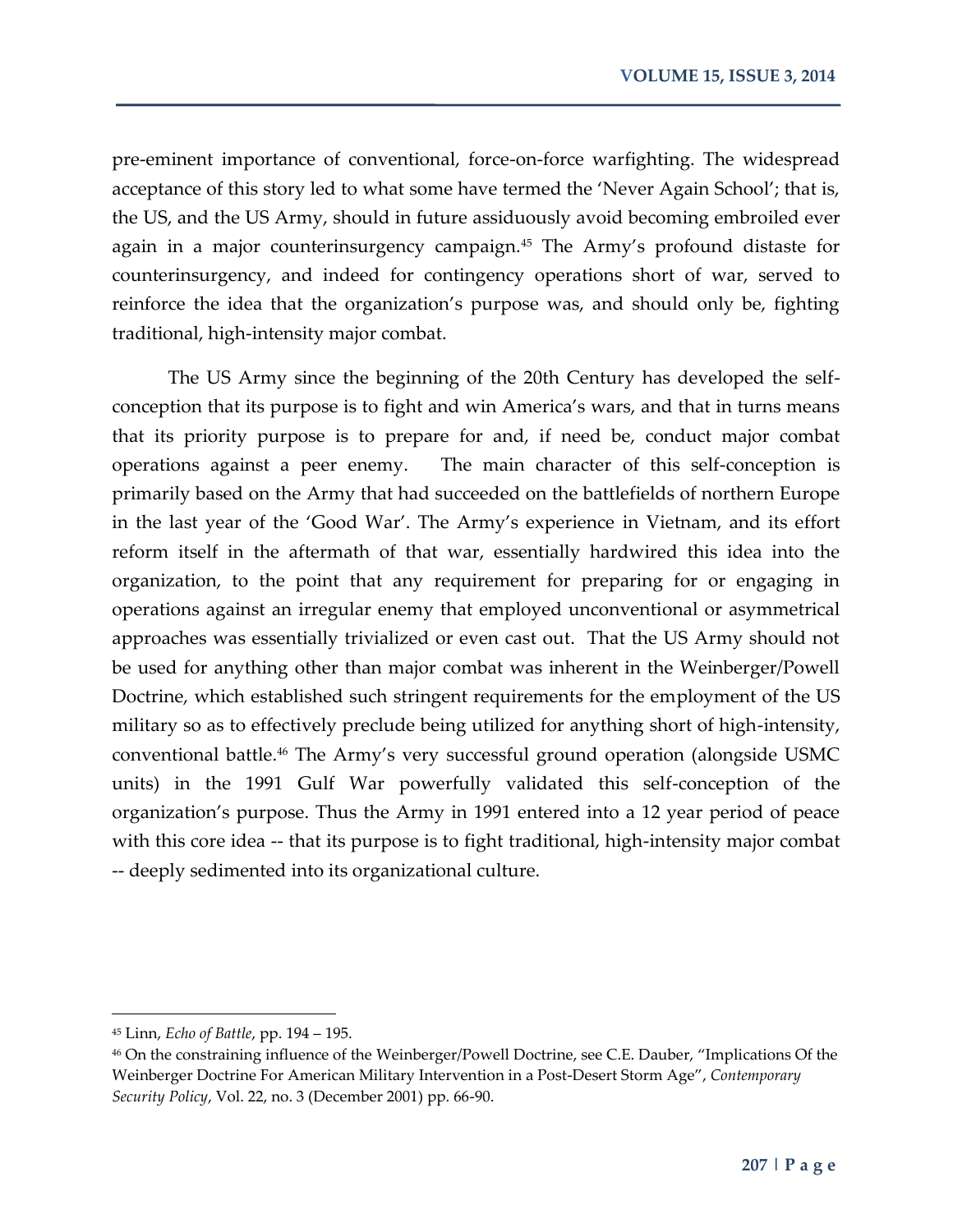pre-eminent importance of conventional, force-on-force warfighting. The widespread acceptance of this story led to what some have termed the 'Never Again School'; that is, the US, and the US Army, should in future assiduously avoid becoming embroiled ever again in a major counterinsurgency campaign.[45] The Army's profound distaste for counterinsurgency, and indeed for contingency operations short of war, served to reinforce the idea that the organization's purpose was, and should only be, fighting traditional, high-intensity major combat.

The US Army since the beginning of the 20th Century has developed the self-conception that its purpose is to fight and win America's wars, and that in turns means that its priority purpose is to prepare for and, if need be, conduct major combat operations against a peer enemy. The main character of this self-conception is primarily based on the Army that had succeeded on the battlefields of northern Europe in the last year of the 'Good War'. The Army's experience in Vietnam, and its effort reform itself in the aftermath of that war, essentially hardwired this idea into the organization, to the point that any requirement for preparing for or engaging in operations against an irregular enemy that employed unconventional or asymmetrical approaches was essentially trivialized or even cast out. That the US Army should not be used for anything other than major combat was inherent in the Weinberger/Powell Doctrine, which established such stringent requirements for the employment of the US military so as to effectively preclude being utilized for anything short of high-intensity, conventional battle.[46] The Army's very successful ground operation (alongside USMC units) in the 1991 Gulf War powerfully validated this self-conception of the organization's purpose. Thus the Army in 1991 entered into a 12 year period of peace with this core idea -- that its purpose is to fight traditional, high-intensity major combat -- deeply sedimented into its organizational culture.

---

[45] Linn, *Echo of Battle*, pp. 194 – 195.

[46] On the constraining influence of the Weinberger/Powell Doctrine, see C.E. Dauber, "Implications Of the Weinberger Doctrine For American Military Intervention in a Post-Desert Storm Age", *Contemporary Security Policy*, Vol. 22, no. 3 (December 2001) pp. 66-90.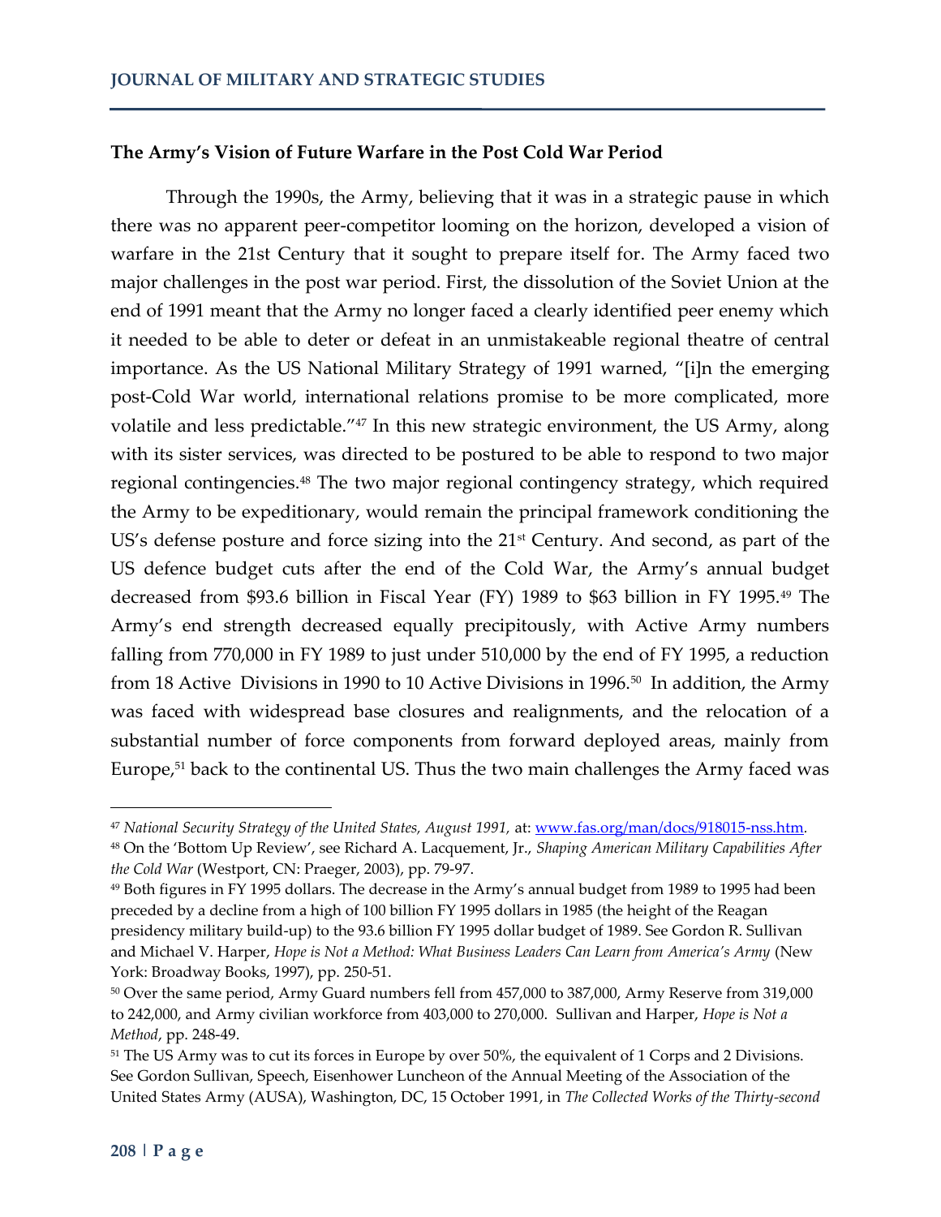### The Army's Vision of Future Warfare in the Post Cold War Period

Through the 1990s, the Army, believing that it was in a strategic pause in which there was no apparent peer-competitor looming on the horizon, developed a vision of warfare in the 21st Century that it sought to prepare itself for. The Army faced two major challenges in the post war period. First, the dissolution of the Soviet Union at the end of 1991 meant that the Army no longer faced a clearly identified peer enemy which it needed to be able to deter or defeat in an unmistakeable regional theatre of central importance. As the US National Military Strategy of 1991 warned, "[i]n the emerging post-Cold War world, international relations promise to be more complicated, more volatile and less predictable."[47] In this new strategic environment, the US Army, along with its sister services, was directed to be postured to be able to respond to two major regional contingencies.[48] The two major regional contingency strategy, which required the Army to be expeditionary, would remain the principal framework conditioning the US's defense posture and force sizing into the 21st Century. And second, as part of the US defence budget cuts after the end of the Cold War, the Army's annual budget decreased from $93.6 billion in Fiscal Year (FY) 1989 to $63 billion in FY 1995.[49] The Army's end strength decreased equally precipitously, with Active Army numbers falling from 770,000 in FY 1989 to just under 510,000 by the end of FY 1995, a reduction from 18 Active Divisions in 1990 to 10 Active Divisions in 1996.[50] In addition, the Army was faced with widespread base closures and realignments, and the relocation of a substantial number of force components from forward deployed areas, mainly from Europe,[51] back to the continental US. Thus the two main challenges the Army faced was

---

[47] *National Security Strategy of the United States, August 1991,* at: www.fas.org/man/docs/918015-nss.htm.

[48] On the 'Bottom Up Review', see Richard A. Lacquement, Jr., *Shaping American Military Capabilities After the Cold War* (Westport, CN: Praeger, 2003), pp. 79-97.

[49] Both figures in FY 1995 dollars. The decrease in the Army's annual budget from 1989 to 1995 had been preceded by a decline from a high of 100 billion FY 1995 dollars in 1985 (the height of the Reagan presidency military build-up) to the 93.6 billion FY 1995 dollar budget of 1989. See Gordon R. Sullivan and Michael V. Harper, *Hope is Not a Method: What Business Leaders Can Learn from America's Army* (New York: Broadway Books, 1997), pp. 250-51.

[50] Over the same period, Army Guard numbers fell from 457,000 to 387,000, Army Reserve from 319,000 to 242,000, and Army civilian workforce from 403,000 to 270,000. Sullivan and Harper, *Hope is Not a Method*, pp. 248-49.

[51] The US Army was to cut its forces in Europe by over 50%, the equivalent of 1 Corps and 2 Divisions. See Gordon Sullivan, Speech, Eisenhower Luncheon of the Annual Meeting of the Association of the United States Army (AUSA), Washington, DC, 15 October 1991, in *The Collected Works of the Thirty-second*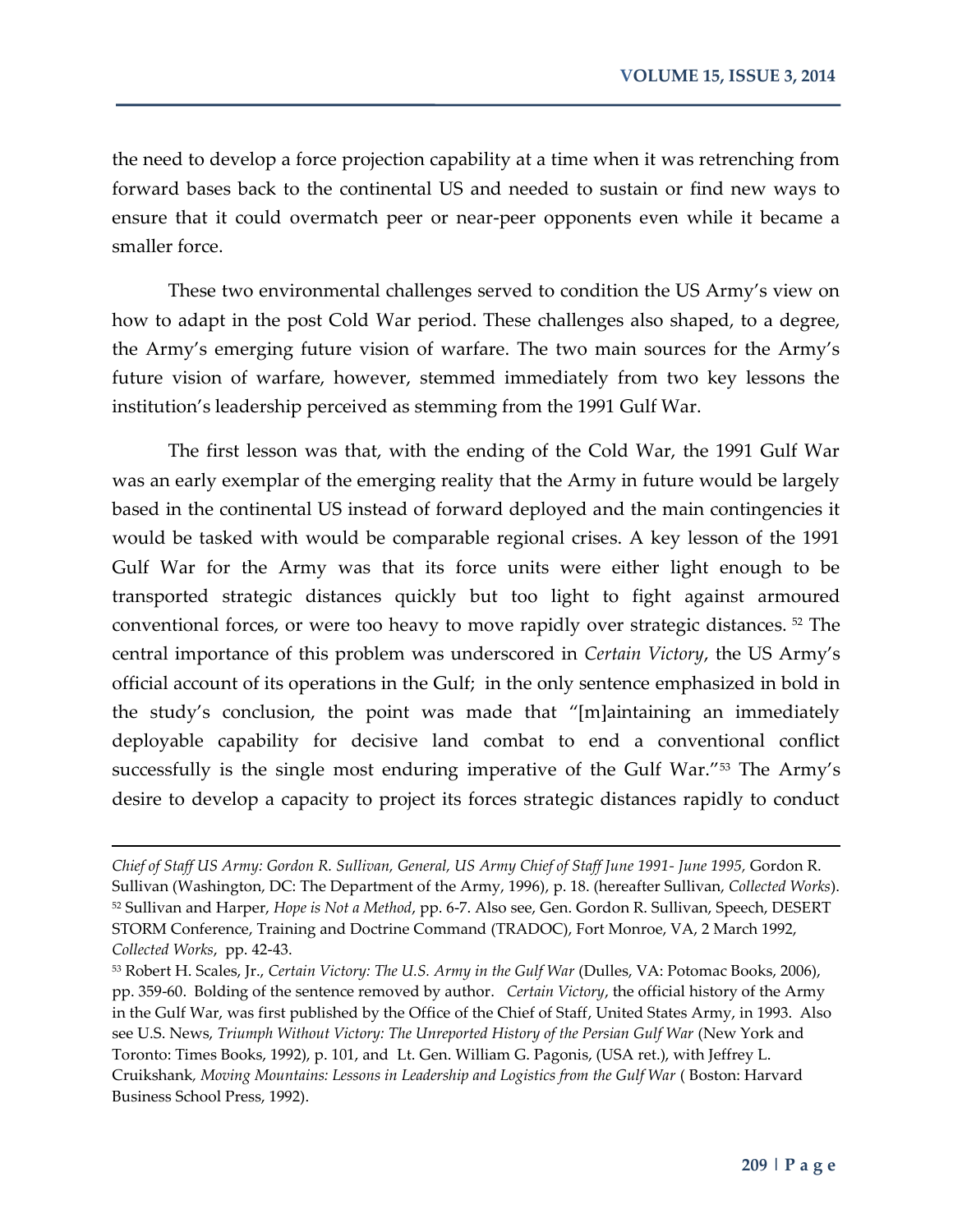the need to develop a force projection capability at a time when it was retrenching from forward bases back to the continental US and needed to sustain or find new ways to ensure that it could overmatch peer or near-peer opponents even while it became a smaller force.

These two environmental challenges served to condition the US Army's view on how to adapt in the post Cold War period. These challenges also shaped, to a degree, the Army's emerging future vision of warfare. The two main sources for the Army's future vision of warfare, however, stemmed immediately from two key lessons the institution's leadership perceived as stemming from the 1991 Gulf War.

The first lesson was that, with the ending of the Cold War, the 1991 Gulf War was an early exemplar of the emerging reality that the Army in future would be largely based in the continental US instead of forward deployed and the main contingencies it would be tasked with would be comparable regional crises. A key lesson of the 1991 Gulf War for the Army was that its force units were either light enough to be transported strategic distances quickly but too light to fight against armoured conventional forces, or were too heavy to move rapidly over strategic distances. [52] The central importance of this problem was underscored in *Certain Victory*, the US Army's official account of its operations in the Gulf; in the only sentence emphasized in bold in the study's conclusion, the point was made that "[m]aintaining an immediately deployable capability for decisive land combat to end a conventional conflict successfully is the single most enduring imperative of the Gulf War."[53] The Army's desire to develop a capacity to project its forces strategic distances rapidly to conduct

---

*Chief of Staff US Army: Gordon R. Sullivan, General, US Army Chief of Staff June 1991- June 1995,* Gordon R. Sullivan (Washington, DC: The Department of the Army, 1996), p. 18. (hereafter Sullivan, *Collected Works*).

[52] Sullivan and Harper, *Hope is Not a Method*, pp. 6-7. Also see, Gen. Gordon R. Sullivan, Speech, DESERT STORM Conference, Training and Doctrine Command (TRADOC), Fort Monroe, VA, 2 March 1992, *Collected Works*, pp. 42-43.

[53] Robert H. Scales, Jr., *Certain Victory: The U.S. Army in the Gulf War* (Dulles, VA: Potomac Books, 2006), pp. 359-60. Bolding of the sentence removed by author. *Certain Victory*, the official history of the Army in the Gulf War, was first published by the Office of the Chief of Staff, United States Army, in 1993. Also see U.S. News, *Triumph Without Victory: The Unreported History of the Persian Gulf War* (New York and Toronto: Times Books, 1992), p. 101, and Lt. Gen. William G. Pagonis, (USA ret.), with Jeffrey L. Cruikshank, *Moving Mountains: Lessons in Leadership and Logistics from the Gulf War* ( Boston: Harvard Business School Press, 1992).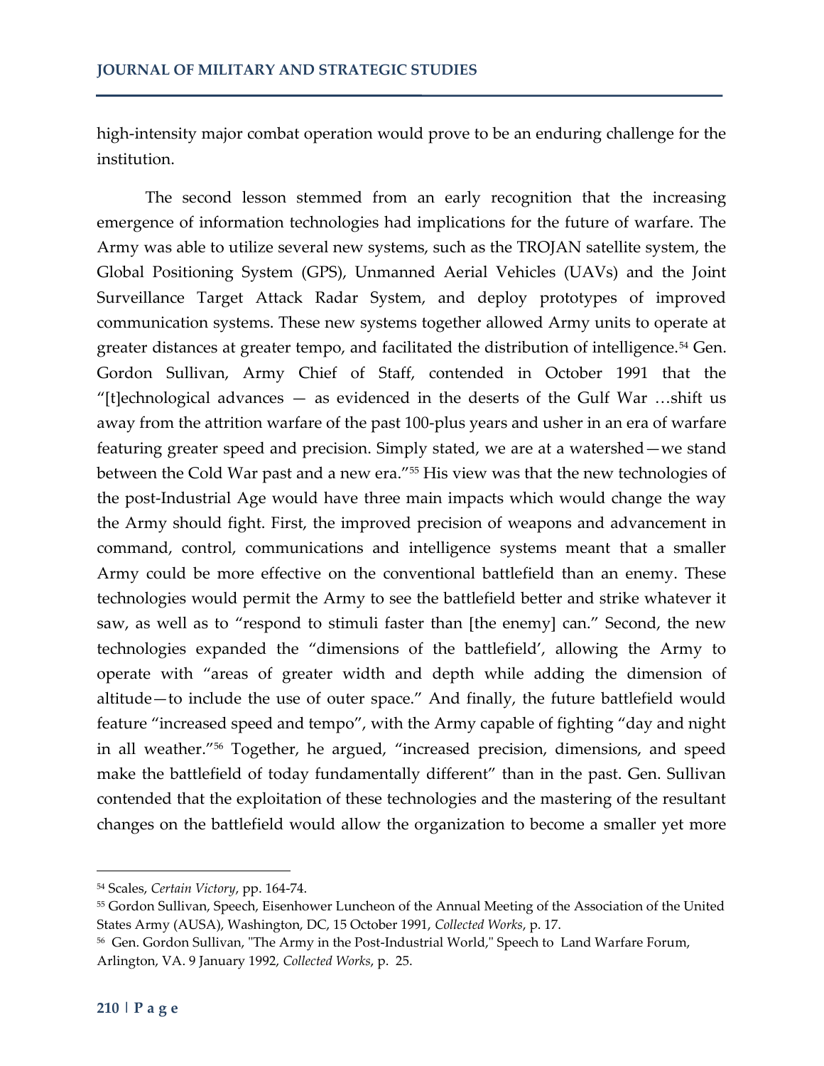high-intensity major combat operation would prove to be an enduring challenge for the institution.

The second lesson stemmed from an early recognition that the increasing emergence of information technologies had implications for the future of warfare. The Army was able to utilize several new systems, such as the TROJAN satellite system, the Global Positioning System (GPS), Unmanned Aerial Vehicles (UAVs) and the Joint Surveillance Target Attack Radar System, and deploy prototypes of improved communication systems. These new systems together allowed Army units to operate at greater distances at greater tempo, and facilitated the distribution of intelligence.[54] Gen. Gordon Sullivan, Army Chief of Staff, contended in October 1991 that the "[t]echnological advances — as evidenced in the deserts of the Gulf War …shift us away from the attrition warfare of the past 100-plus years and usher in an era of warfare featuring greater speed and precision. Simply stated, we are at a watershed—we stand between the Cold War past and a new era."[55] His view was that the new technologies of the post-Industrial Age would have three main impacts which would change the way the Army should fight. First, the improved precision of weapons and advancement in command, control, communications and intelligence systems meant that a smaller Army could be more effective on the conventional battlefield than an enemy. These technologies would permit the Army to see the battlefield better and strike whatever it saw, as well as to "respond to stimuli faster than [the enemy] can." Second, the new technologies expanded the "dimensions of the battlefield', allowing the Army to operate with "areas of greater width and depth while adding the dimension of altitude—to include the use of outer space." And finally, the future battlefield would feature "increased speed and tempo", with the Army capable of fighting "day and night in all weather."[56] Together, he argued, "increased precision, dimensions, and speed make the battlefield of today fundamentally different" than in the past. Gen. Sullivan contended that the exploitation of these technologies and the mastering of the resultant changes on the battlefield would allow the organization to become a smaller yet more

---

[54] Scales, *Certain Victory*, pp. 164-74.

[55] Gordon Sullivan, Speech, Eisenhower Luncheon of the Annual Meeting of the Association of the United States Army (AUSA), Washington, DC, 15 October 1991, *Collected Works*, p. 17.

[56] Gen. Gordon Sullivan, "The Army in the Post-Industrial World," Speech to Land Warfare Forum, Arlington, VA. 9 January 1992, *Collected Works*, p. 25.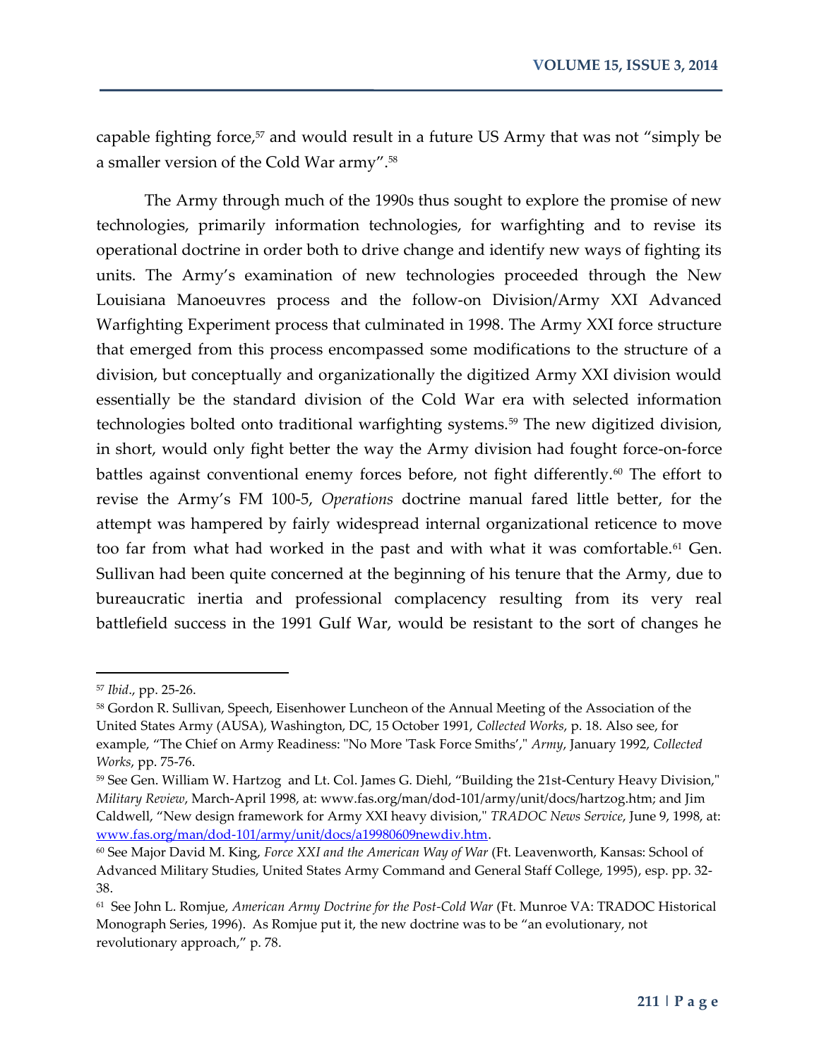capable fighting force,[57] and would result in a future US Army that was not "simply be a smaller version of the Cold War army".[58]

The Army through much of the 1990s thus sought to explore the promise of new technologies, primarily information technologies, for warfighting and to revise its operational doctrine in order both to drive change and identify new ways of fighting its units. The Army's examination of new technologies proceeded through the New Louisiana Manoeuvres process and the follow-on Division/Army XXI Advanced Warfighting Experiment process that culminated in 1998. The Army XXI force structure that emerged from this process encompassed some modifications to the structure of a division, but conceptually and organizationally the digitized Army XXI division would essentially be the standard division of the Cold War era with selected information technologies bolted onto traditional warfighting systems.[59] The new digitized division, in short, would only fight better the way the Army division had fought force-on-force battles against conventional enemy forces before, not fight differently.[60] The effort to revise the Army's FM 100-5, *Operations* doctrine manual fared little better, for the attempt was hampered by fairly widespread internal organizational reticence to move too far from what had worked in the past and with what it was comfortable.[61] Gen. Sullivan had been quite concerned at the beginning of his tenure that the Army, due to bureaucratic inertia and professional complacency resulting from its very real battlefield success in the 1991 Gulf War, would be resistant to the sort of changes he

---

[57] *Ibid*., pp. 25-26.

[58] Gordon R. Sullivan, Speech, Eisenhower Luncheon of the Annual Meeting of the Association of the United States Army (AUSA), Washington, DC, 15 October 1991, *Collected Works*, p. 18. Also see, for example, "The Chief on Army Readiness: "No More 'Task Force Smiths'," *Army*, January 1992, *Collected Works*, pp. 75-76.

[59] See Gen. William W. Hartzog and Lt. Col. James G. Diehl, "Building the 21st-Century Heavy Division," *Military Review*, March-April 1998, at: www.fas.org/man/dod-101/army/unit/docs/hartzog.htm; and Jim Caldwell, "New design framework for Army XXI heavy division," *TRADOC News Service*, June 9, 1998, at: www.fas.org/man/dod-101/army/unit/docs/a19980609newdiv.htm.

[60] See Major David M. King, *Force XXI and the American Way of War* (Ft. Leavenworth, Kansas: School of Advanced Military Studies, United States Army Command and General Staff College, 1995), esp. pp. 32-38.

[61] See John L. Romjue, *American Army Doctrine for the Post-Cold War* (Ft. Munroe VA: TRADOC Historical Monograph Series, 1996). As Romjue put it, the new doctrine was to be "an evolutionary, not revolutionary approach," p. 78.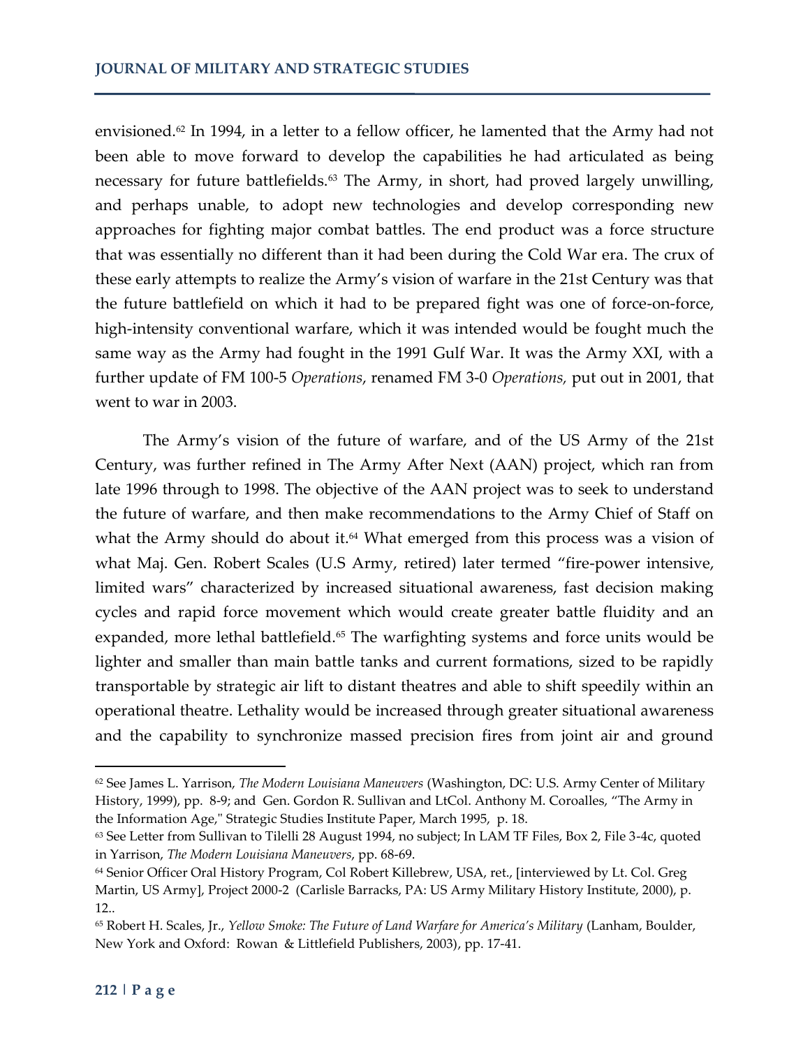envisioned.[62] In 1994, in a letter to a fellow officer, he lamented that the Army had not been able to move forward to develop the capabilities he had articulated as being necessary for future battlefields.[63] The Army, in short, had proved largely unwilling, and perhaps unable, to adopt new technologies and develop corresponding new approaches for fighting major combat battles. The end product was a force structure that was essentially no different than it had been during the Cold War era. The crux of these early attempts to realize the Army's vision of warfare in the 21st Century was that the future battlefield on which it had to be prepared fight was one of force-on-force, high-intensity conventional warfare, which it was intended would be fought much the same way as the Army had fought in the 1991 Gulf War. It was the Army XXI, with a further update of FM 100-5 *Operations*, renamed FM 3-0 *Operations,* put out in 2001, that went to war in 2003.

The Army's vision of the future of warfare, and of the US Army of the 21st Century, was further refined in The Army After Next (AAN) project, which ran from late 1996 through to 1998. The objective of the AAN project was to seek to understand the future of warfare, and then make recommendations to the Army Chief of Staff on what the Army should do about it.[64] What emerged from this process was a vision of what Maj. Gen. Robert Scales (U.S Army, retired) later termed "fire-power intensive, limited wars" characterized by increased situational awareness, fast decision making cycles and rapid force movement which would create greater battle fluidity and an expanded, more lethal battlefield.[65] The warfighting systems and force units would be lighter and smaller than main battle tanks and current formations, sized to be rapidly transportable by strategic air lift to distant theatres and able to shift speedily within an operational theatre. Lethality would be increased through greater situational awareness and the capability to synchronize massed precision fires from joint air and ground

---

[62] See James L. Yarrison, *The Modern Louisiana Maneuvers* (Washington, DC: U.S. Army Center of Military History, 1999), pp. 8-9; and Gen. Gordon R. Sullivan and LtCol. Anthony M. Coroalles, "The Army in the Information Age," Strategic Studies Institute Paper, March 1995, p. 18.

[63] See Letter from Sullivan to Tilelli 28 August 1994, no subject; In LAM TF Files, Box 2, File 3-4c, quoted in Yarrison, *The Modern Louisiana Maneuvers*, pp. 68-69.

[64] Senior Officer Oral History Program, Col Robert Killebrew, USA, ret., [interviewed by Lt. Col. Greg Martin, US Army], Project 2000-2 (Carlisle Barracks, PA: US Army Military History Institute, 2000), p. 12..

[65] Robert H. Scales, Jr., *Yellow Smoke: The Future of Land Warfare for America's Military* (Lanham, Boulder, New York and Oxford: Rowan & Littlefield Publishers, 2003), pp. 17-41.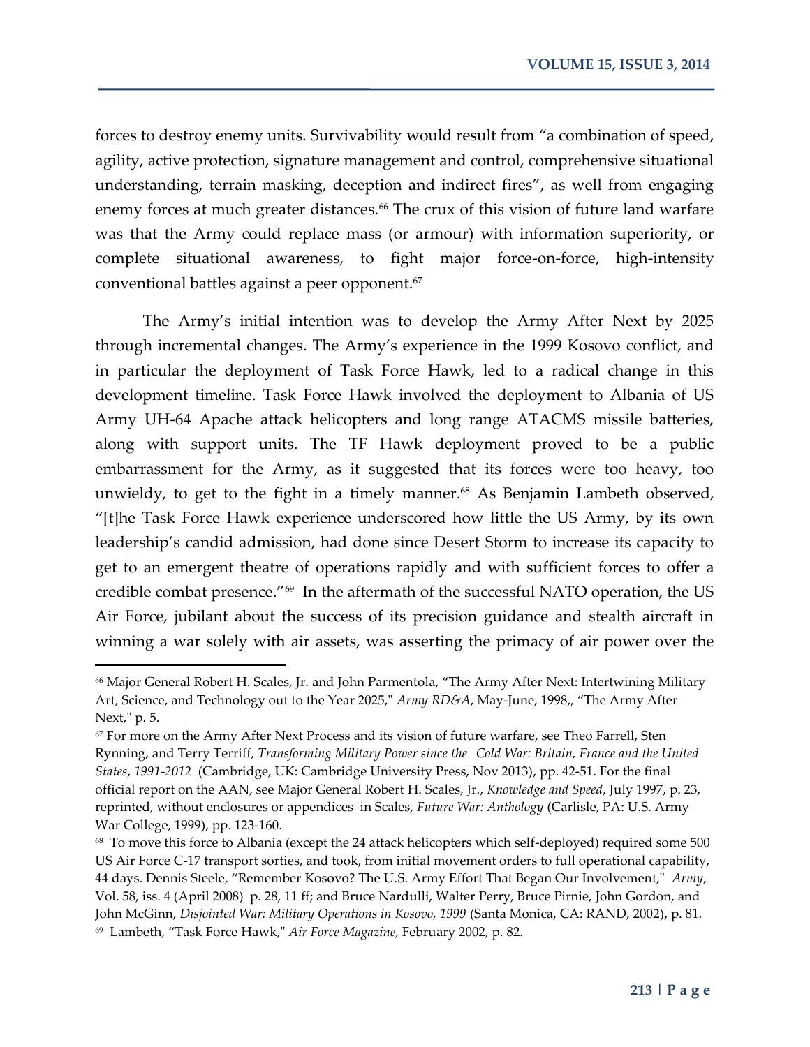forces to destroy enemy units. Survivability would result from "a combination of speed, agility, active protection, signature management and control, comprehensive situational understanding, terrain masking, deception and indirect fires", as well from engaging enemy forces at much greater distances.[66] The crux of this vision of future land warfare was that the Army could replace mass (or armour) with information superiority, or complete situational awareness, to fight major force-on-force, high-intensity conventional battles against a peer opponent.[67]

The Army's initial intention was to develop the Army After Next by 2025 through incremental changes. The Army's experience in the 1999 Kosovo conflict, and in particular the deployment of Task Force Hawk, led to a radical change in this development timeline. Task Force Hawk involved the deployment to Albania of US Army UH-64 Apache attack helicopters and long range ATACMS missile batteries, along with support units. The TF Hawk deployment proved to be a public embarrassment for the Army, as it suggested that its forces were too heavy, too unwieldy, to get to the fight in a timely manner.[68] As Benjamin Lambeth observed, "[t]he Task Force Hawk experience underscored how little the US Army, by its own leadership's candid admission, had done since Desert Storm to increase its capacity to get to an emergent theatre of operations rapidly and with sufficient forces to offer a credible combat presence."[69] In the aftermath of the successful NATO operation, the US Air Force, jubilant about the success of its precision guidance and stealth aircraft in winning a war solely with air assets, was asserting the primacy of air power over the

---

[66] Major General Robert H. Scales, Jr. and John Parmentola, "The Army After Next: Intertwining Military Art, Science, and Technology out to the Year 2025," *Army RD&A*, May-June, 1998,, "The Army After Next," p. 5.

[67] For more on the Army After Next Process and its vision of future warfare, see Theo Farrell, Sten Rynning, and Terry Terriff, *Transforming Military Power since the Cold War: Britain, France and the United States, 1991-2012* (Cambridge, UK: Cambridge University Press, Nov 2013), pp. 42-51. For the final official report on the AAN, see Major General Robert H. Scales, Jr., *Knowledge and Speed*, July 1997, p. 23, reprinted, without enclosures or appendices in Scales, *Future War: Anthology* (Carlisle, PA: U.S. Army War College, 1999), pp. 123-160.

[68] To move this force to Albania (except the 24 attack helicopters which self-deployed) required some 500 US Air Force C-17 transport sorties, and took, from initial movement orders to full operational capability, 44 days. Dennis Steele, "Remember Kosovo? The U.S. Army Effort That Began Our Involvement," *Army*, Vol. 58, iss. 4 (April 2008) p. 28, 11 ff; and Bruce Nardulli, Walter Perry, Bruce Pirnie, John Gordon, and John McGinn, *Disjointed War: Military Operations in Kosovo, 1999* (Santa Monica, CA: RAND, 2002), p. 81.

[69] Lambeth, "Task Force Hawk," *Air Force Magazine*, February 2002, p. 82.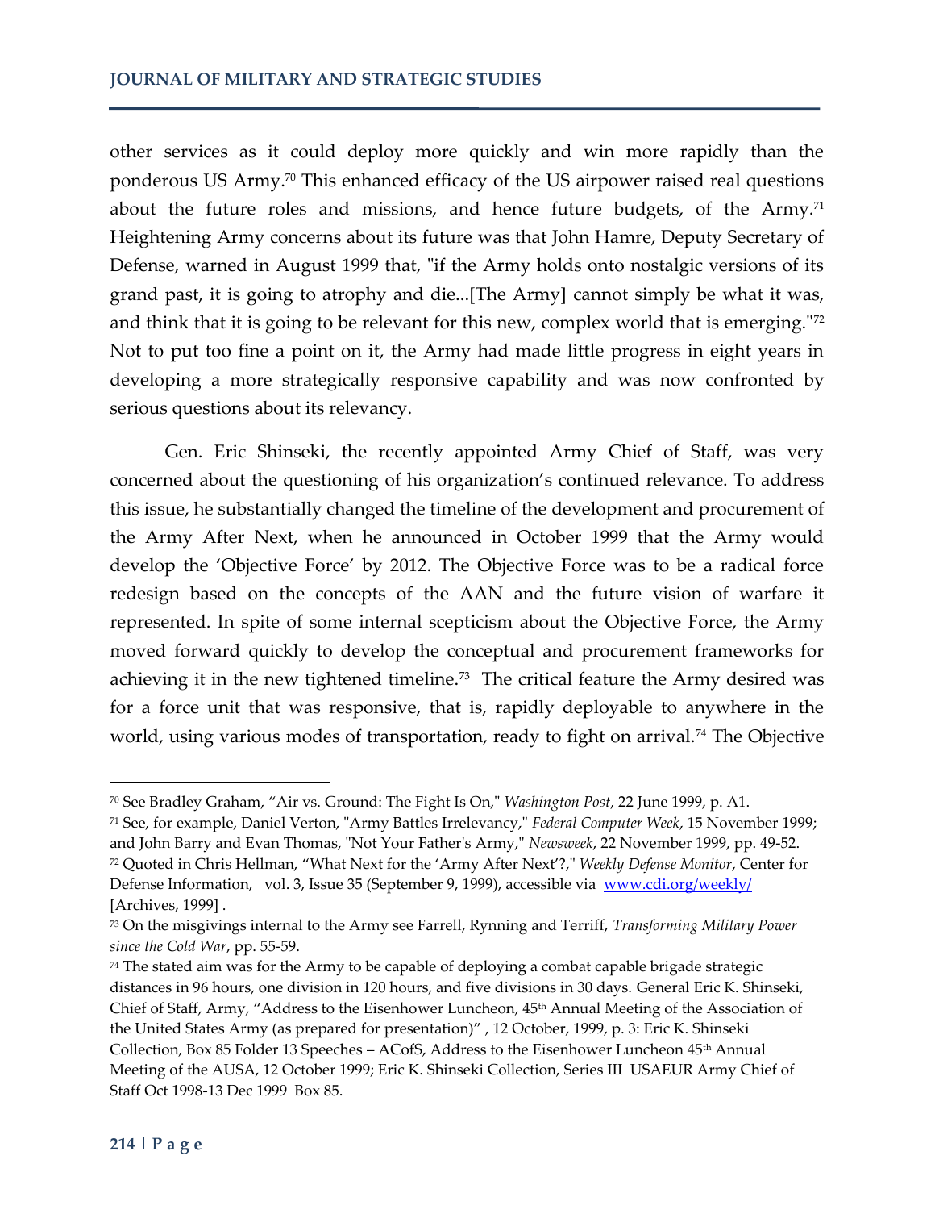other services as it could deploy more quickly and win more rapidly than the ponderous US Army.[70] This enhanced efficacy of the US airpower raised real questions about the future roles and missions, and hence future budgets, of the Army.[71] Heightening Army concerns about its future was that John Hamre, Deputy Secretary of Defense, warned in August 1999 that, "if the Army holds onto nostalgic versions of its grand past, it is going to atrophy and die...[The Army] cannot simply be what it was, and think that it is going to be relevant for this new, complex world that is emerging."[72] Not to put too fine a point on it, the Army had made little progress in eight years in developing a more strategically responsive capability and was now confronted by serious questions about its relevancy.

Gen. Eric Shinseki, the recently appointed Army Chief of Staff, was very concerned about the questioning of his organization's continued relevance. To address this issue, he substantially changed the timeline of the development and procurement of the Army After Next, when he announced in October 1999 that the Army would develop the 'Objective Force' by 2012. The Objective Force was to be a radical force redesign based on the concepts of the AAN and the future vision of warfare it represented. In spite of some internal scepticism about the Objective Force, the Army moved forward quickly to develop the conceptual and procurement frameworks for achieving it in the new tightened timeline.[73] The critical feature the Army desired was for a force unit that was responsive, that is, rapidly deployable to anywhere in the world, using various modes of transportation, ready to fight on arrival.[74] The Objective

---

[70] See Bradley Graham, "Air vs. Ground: The Fight Is On," *Washington Post*, 22 June 1999, p. A1.

[71] See, for example, Daniel Verton, "Army Battles Irrelevancy," *Federal Computer Week*, 15 November 1999; and John Barry and Evan Thomas, "Not Your Father's Army," *Newsweek*, 22 November 1999, pp. 49-52.

[72] Quoted in Chris Hellman, "What Next for the 'Army After Next'?," *Weekly Defense Monitor*, Center for Defense Information, vol. 3, Issue 35 (September 9, 1999), accessible via www.cdi.org/weekly/ [Archives, 1999] .

[73] On the misgivings internal to the Army see Farrell, Rynning and Terriff, *Transforming Military Power since the Cold War*, pp. 55-59.

[74] The stated aim was for the Army to be capable of deploying a combat capable brigade strategic distances in 96 hours, one division in 120 hours, and five divisions in 30 days. General Eric K. Shinseki, Chief of Staff, Army, "Address to the Eisenhower Luncheon, 45th Annual Meeting of the Association of the United States Army (as prepared for presentation)" , 12 October, 1999, p. 3: Eric K. Shinseki Collection, Box 85 Folder 13 Speeches – ACofS, Address to the Eisenhower Luncheon 45th Annual Meeting of the AUSA, 12 October 1999; Eric K. Shinseki Collection, Series III USAEUR Army Chief of Staff Oct 1998-13 Dec 1999 Box 85.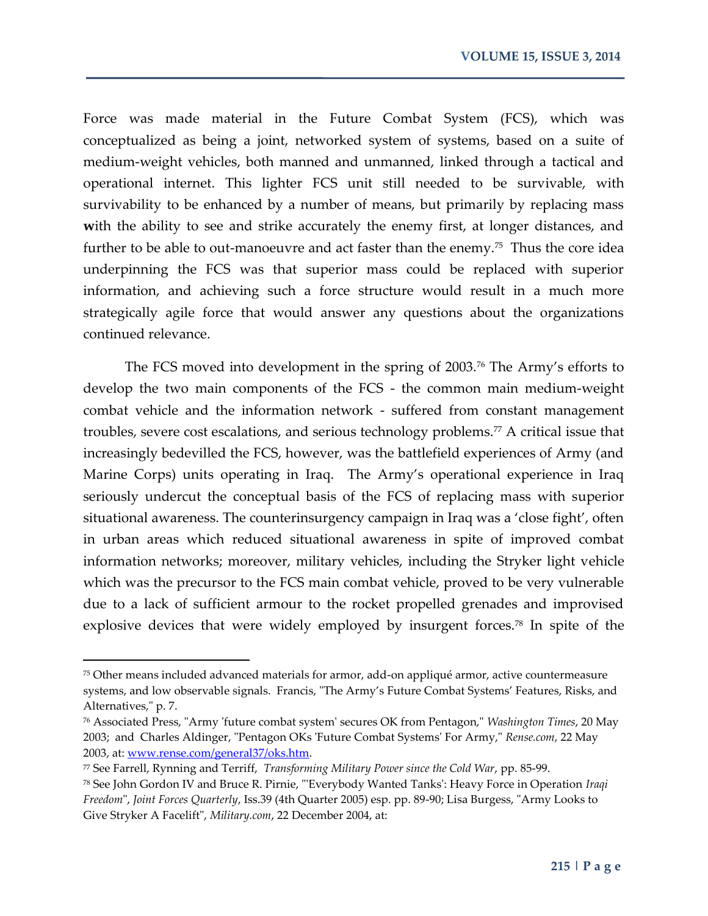Force was made material in the Future Combat System (FCS), which was conceptualized as being a joint, networked system of systems, based on a suite of medium-weight vehicles, both manned and unmanned, linked through a tactical and operational internet. This lighter FCS unit still needed to be survivable, with survivability to be enhanced by a number of means, but primarily by replacing mass **w**ith the ability to see and strike accurately the enemy first, at longer distances, and further to be able to out-manoeuvre and act faster than the enemy.[75] Thus the core idea underpinning the FCS was that superior mass could be replaced with superior information, and achieving such a force structure would result in a much more strategically agile force that would answer any questions about the organizations continued relevance.

The FCS moved into development in the spring of 2003.[76] The Army's efforts to develop the two main components of the FCS - the common main medium-weight combat vehicle and the information network - suffered from constant management troubles, severe cost escalations, and serious technology problems.[77] A critical issue that increasingly bedevilled the FCS, however, was the battlefield experiences of Army (and Marine Corps) units operating in Iraq. The Army's operational experience in Iraq seriously undercut the conceptual basis of the FCS of replacing mass with superior situational awareness. The counterinsurgency campaign in Iraq was a 'close fight', often in urban areas which reduced situational awareness in spite of improved combat information networks; moreover, military vehicles, including the Stryker light vehicle which was the precursor to the FCS main combat vehicle, proved to be very vulnerable due to a lack of sufficient armour to the rocket propelled grenades and improvised explosive devices that were widely employed by insurgent forces.[78] In spite of the

---

[75] Other means included advanced materials for armor, add-on appliqué armor, active countermeasure systems, and low observable signals. Francis, "The Army's Future Combat Systems' Features, Risks, and Alternatives," p. 7.

[76] Associated Press, "Army 'future combat system' secures OK from Pentagon," *Washington Times*, 20 May 2003; and Charles Aldinger, "Pentagon OKs 'Future Combat Systems' For Army," *Rense.com*, 22 May 2003, at: [www.rense.com/general37/oks.htm](www.rense.com/general37/oks.htm).

[77] See Farrell, Rynning and Terriff, *Transforming Military Power since the Cold War*, pp. 85-99.

[78] See John Gordon IV and Bruce R. Pirnie, "'Everybody Wanted Tanks': Heavy Force in Operation *Iraqi Freedom*", *Joint Forces Quarterly*, Iss.39 (4th Quarter 2005) esp. pp. 89-90; Lisa Burgess, "Army Looks to Give Stryker A Facelift", *Military.com*, 22 December 2004, at: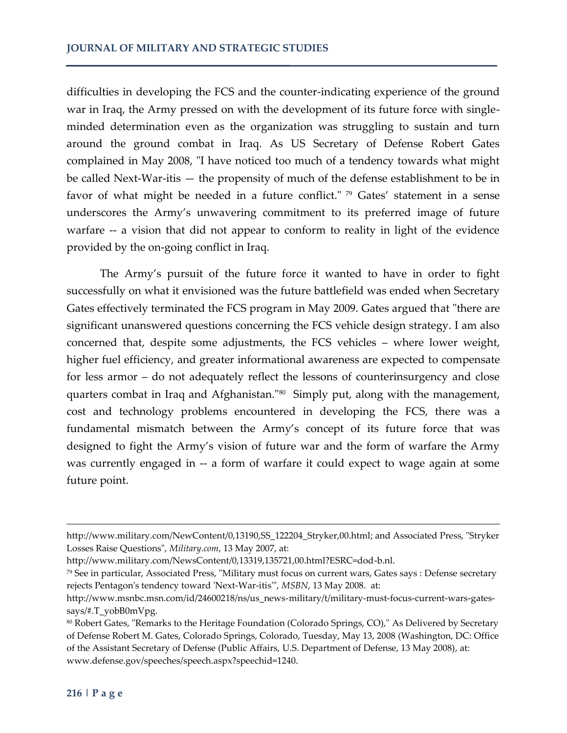difficulties in developing the FCS and the counter-indicating experience of the ground war in Iraq, the Army pressed on with the development of its future force with single-minded determination even as the organization was struggling to sustain and turn around the ground combat in Iraq. As US Secretary of Defense Robert Gates complained in May 2008, "I have noticed too much of a tendency towards what might be called Next-War-itis — the propensity of much of the defense establishment to be in favor of what might be needed in a future conflict." [79] Gates' statement in a sense underscores the Army's unwavering commitment to its preferred image of future warfare -- a vision that did not appear to conform to reality in light of the evidence provided by the on-going conflict in Iraq.

The Army's pursuit of the future force it wanted to have in order to fight successfully on what it envisioned was the future battlefield was ended when Secretary Gates effectively terminated the FCS program in May 2009. Gates argued that "there are significant unanswered questions concerning the FCS vehicle design strategy. I am also concerned that, despite some adjustments, the FCS vehicles – where lower weight, higher fuel efficiency, and greater informational awareness are expected to compensate for less armor – do not adequately reflect the lessons of counterinsurgency and close quarters combat in Iraq and Afghanistan."[80] Simply put, along with the management, cost and technology problems encountered in developing the FCS, there was a fundamental mismatch between the Army's concept of its future force that was designed to fight the Army's vision of future war and the form of warfare the Army was currently engaged in -- a form of warfare it could expect to wage again at some future point.

---

http://www.military.com/NewContent/0,13190,SS_122204_Stryker,00.html; and Associated Press, "Stryker Losses Raise Questions", *Military.com*, 13 May 2007, at: http://www.military.com/NewsContent/0,13319,135721,00.html?ESRC=dod-b.nl.

[79] See in particular, Associated Press, "Military must focus on current wars, Gates says : Defense secretary rejects Pentagon's tendency toward 'Next-War-itis'", *MSBN*, 13 May 2008. at: http://www.msnbc.msn.com/id/24600218/ns/us_news-military/t/military-must-focus-current-wars-gates-says/#.T_yobB0mVpg.

[80] Robert Gates, "Remarks to the Heritage Foundation (Colorado Springs, CO)," As Delivered by Secretary of Defense Robert M. Gates, Colorado Springs, Colorado, Tuesday, May 13, 2008 (Washington, DC: Office of the Assistant Secretary of Defense (Public Affairs, U.S. Department of Defense, 13 May 2008), at: www.defense.gov/speeches/speech.aspx?speechid=1240.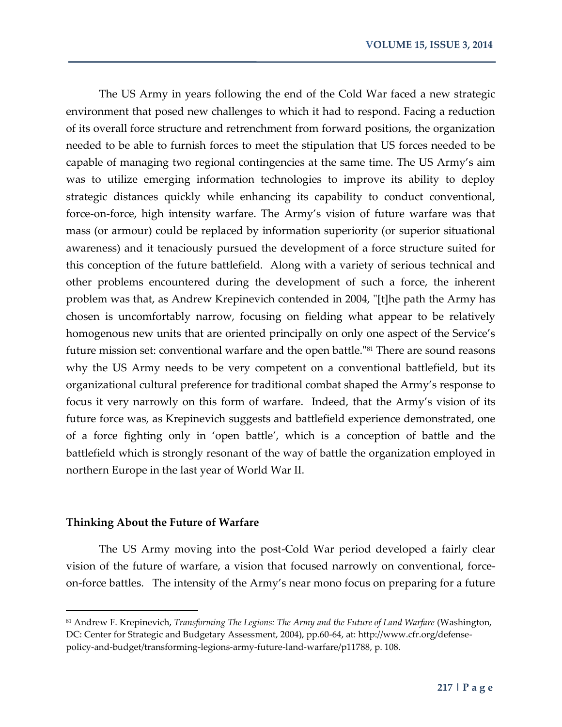The US Army in years following the end of the Cold War faced a new strategic environment that posed new challenges to which it had to respond. Facing a reduction of its overall force structure and retrenchment from forward positions, the organization needed to be able to furnish forces to meet the stipulation that US forces needed to be capable of managing two regional contingencies at the same time. The US Army's aim was to utilize emerging information technologies to improve its ability to deploy strategic distances quickly while enhancing its capability to conduct conventional, force-on-force, high intensity warfare. The Army's vision of future warfare was that mass (or armour) could be replaced by information superiority (or superior situational awareness) and it tenaciously pursued the development of a force structure suited for this conception of the future battlefield. Along with a variety of serious technical and other problems encountered during the development of such a force, the inherent problem was that, as Andrew Krepinevich contended in 2004, "[t]he path the Army has chosen is uncomfortably narrow, focusing on fielding what appear to be relatively homogenous new units that are oriented principally on only one aspect of the Service's future mission set: conventional warfare and the open battle."[81] There are sound reasons why the US Army needs to be very competent on a conventional battlefield, but its organizational cultural preference for traditional combat shaped the Army's response to focus it very narrowly on this form of warfare. Indeed, that the Army's vision of its future force was, as Krepinevich suggests and battlefield experience demonstrated, one of a force fighting only in 'open battle', which is a conception of battle and the battlefield which is strongly resonant of the way of battle the organization employed in northern Europe in the last year of World War II.

## Thinking About the Future of Warfare

The US Army moving into the post-Cold War period developed a fairly clear vision of the future of warfare, a vision that focused narrowly on conventional, force-on-force battles. The intensity of the Army's near mono focus on preparing for a future

---

[81] Andrew F. Krepinevich, *Transforming The Legions: The Army and the Future of Land Warfare* (Washington, DC: Center for Strategic and Budgetary Assessment, 2004), pp.60-64, at: http://www.cfr.org/defense-policy-and-budget/transforming-legions-army-future-land-warfare/p11788, p. 108.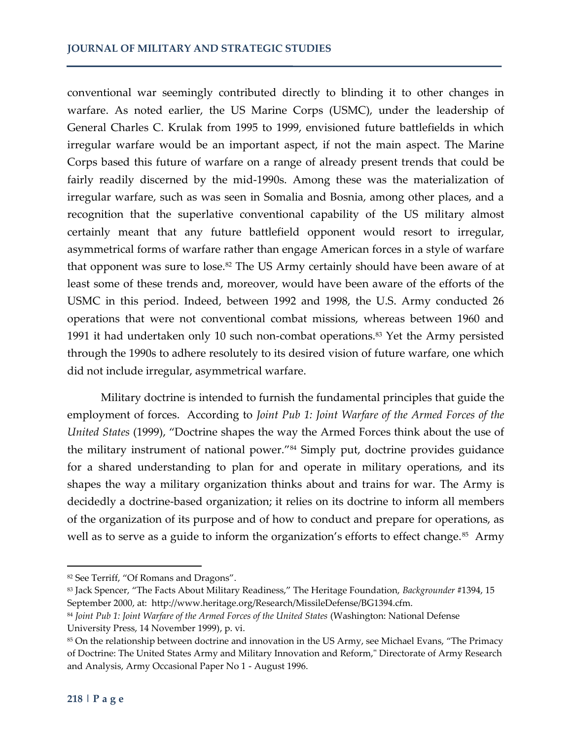conventional war seemingly contributed directly to blinding it to other changes in warfare. As noted earlier, the US Marine Corps (USMC), under the leadership of General Charles C. Krulak from 1995 to 1999, envisioned future battlefields in which irregular warfare would be an important aspect, if not the main aspect. The Marine Corps based this future of warfare on a range of already present trends that could be fairly readily discerned by the mid-1990s. Among these was the materialization of irregular warfare, such as was seen in Somalia and Bosnia, among other places, and a recognition that the superlative conventional capability of the US military almost certainly meant that any future battlefield opponent would resort to irregular, asymmetrical forms of warfare rather than engage American forces in a style of warfare that opponent was sure to lose.[82] The US Army certainly should have been aware of at least some of these trends and, moreover, would have been aware of the efforts of the USMC in this period. Indeed, between 1992 and 1998, the U.S. Army conducted 26 operations that were not conventional combat missions, whereas between 1960 and 1991 it had undertaken only 10 such non-combat operations.[83] Yet the Army persisted through the 1990s to adhere resolutely to its desired vision of future warfare, one which did not include irregular, asymmetrical warfare.

Military doctrine is intended to furnish the fundamental principles that guide the employment of forces. According to *Joint Pub 1: Joint Warfare of the Armed Forces of the United States* (1999), "Doctrine shapes the way the Armed Forces think about the use of the military instrument of national power."[84] Simply put, doctrine provides guidance for a shared understanding to plan for and operate in military operations, and its shapes the way a military organization thinks about and trains for war. The Army is decidedly a doctrine-based organization; it relies on its doctrine to inform all members of the organization of its purpose and of how to conduct and prepare for operations, as well as to serve as a guide to inform the organization's efforts to effect change.[85] Army

---

[82] See Terriff, "Of Romans and Dragons".

[83] Jack Spencer, "The Facts About Military Readiness," The Heritage Foundation, *Backgrounder* #1394, 15 September 2000, at: http://www.heritage.org/Research/MissileDefense/BG1394.cfm.

[84] *Joint Pub 1: Joint Warfare of the Armed Forces of the United States* (Washington: National Defense University Press, 14 November 1999), p. vi.

[85] On the relationship between doctrine and innovation in the US Army, see Michael Evans, "The Primacy of Doctrine: The United States Army and Military Innovation and Reform," Directorate of Army Research and Analysis, Army Occasional Paper No 1 - August 1996.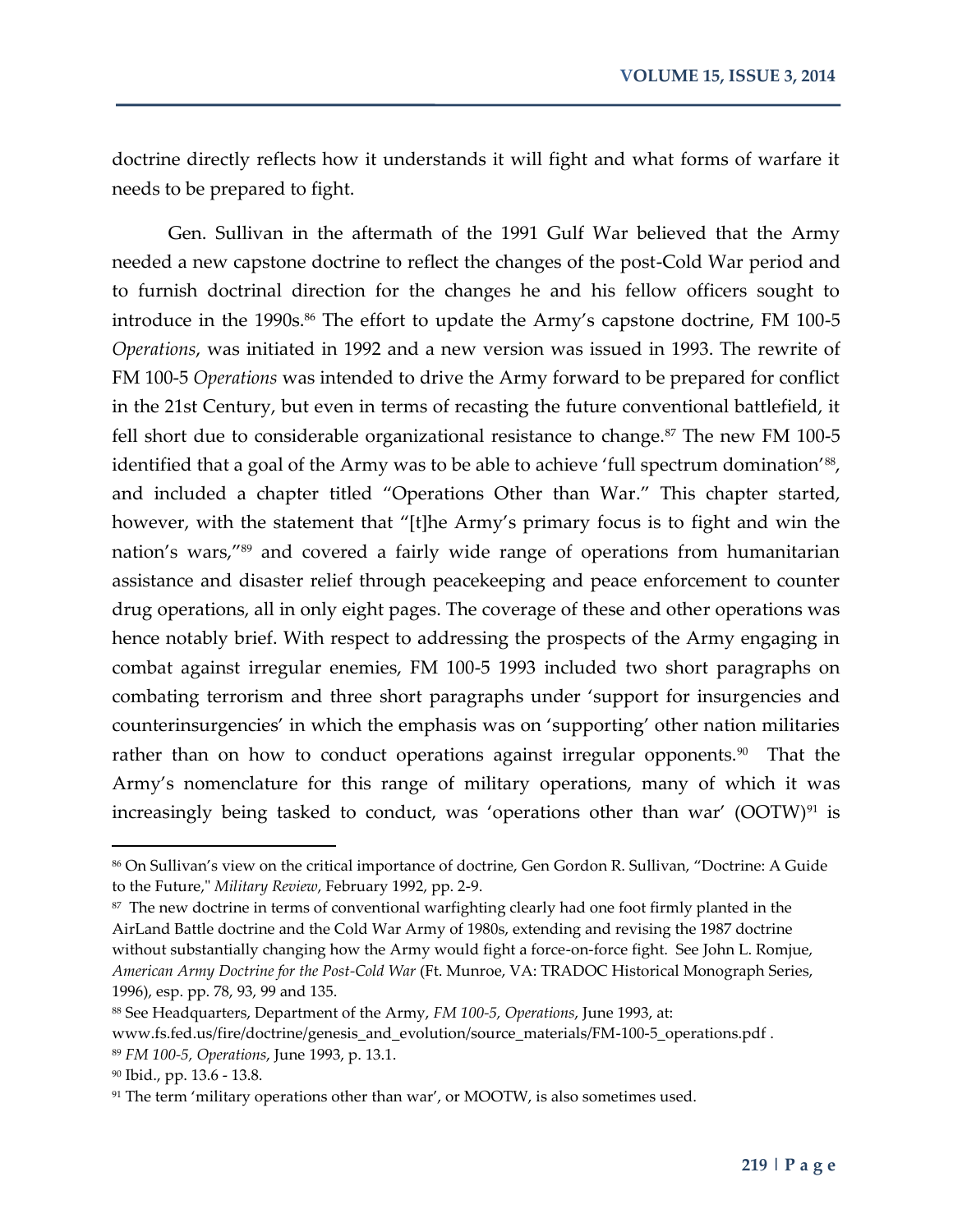doctrine directly reflects how it understands it will fight and what forms of warfare it needs to be prepared to fight.

Gen. Sullivan in the aftermath of the 1991 Gulf War believed that the Army needed a new capstone doctrine to reflect the changes of the post-Cold War period and to furnish doctrinal direction for the changes he and his fellow officers sought to introduce in the 1990s.[86] The effort to update the Army's capstone doctrine, FM 100-5 *Operations*, was initiated in 1992 and a new version was issued in 1993. The rewrite of FM 100-5 *Operations* was intended to drive the Army forward to be prepared for conflict in the 21st Century, but even in terms of recasting the future conventional battlefield, it fell short due to considerable organizational resistance to change.[87] The new FM 100-5 identified that a goal of the Army was to be able to achieve 'full spectrum domination'[88], and included a chapter titled "Operations Other than War." This chapter started, however, with the statement that "[t]he Army's primary focus is to fight and win the nation's wars,"[89] and covered a fairly wide range of operations from humanitarian assistance and disaster relief through peacekeeping and peace enforcement to counter drug operations, all in only eight pages. The coverage of these and other operations was hence notably brief. With respect to addressing the prospects of the Army engaging in combat against irregular enemies, FM 100-5 1993 included two short paragraphs on combating terrorism and three short paragraphs under 'support for insurgencies and counterinsurgencies' in which the emphasis was on 'supporting' other nation militaries rather than on how to conduct operations against irregular opponents.[90] That the Army's nomenclature for this range of military operations, many of which it was increasingly being tasked to conduct, was 'operations other than war' (OOTW)[91] is

---

[86] On Sullivan's view on the critical importance of doctrine, Gen Gordon R. Sullivan, "Doctrine: A Guide to the Future," *Military Review*, February 1992, pp. 2-9.

[87] The new doctrine in terms of conventional warfighting clearly had one foot firmly planted in the AirLand Battle doctrine and the Cold War Army of 1980s, extending and revising the 1987 doctrine without substantially changing how the Army would fight a force-on-force fight. See John L. Romjue, *American Army Doctrine for the Post-Cold War* (Ft. Munroe, VA: TRADOC Historical Monograph Series, 1996), esp. pp. 78, 93, 99 and 135.

[88] See Headquarters, Department of the Army, *FM 100-5, Operations*, June 1993, at: www.fs.fed.us/fire/doctrine/genesis_and_evolution/source_materials/FM-100-5_operations.pdf .

[89] *FM 100-5, Operations*, June 1993, p. 13.1.

[90] Ibid., pp. 13.6 - 13.8.

[91] The term 'military operations other than war', or MOOTW, is also sometimes used.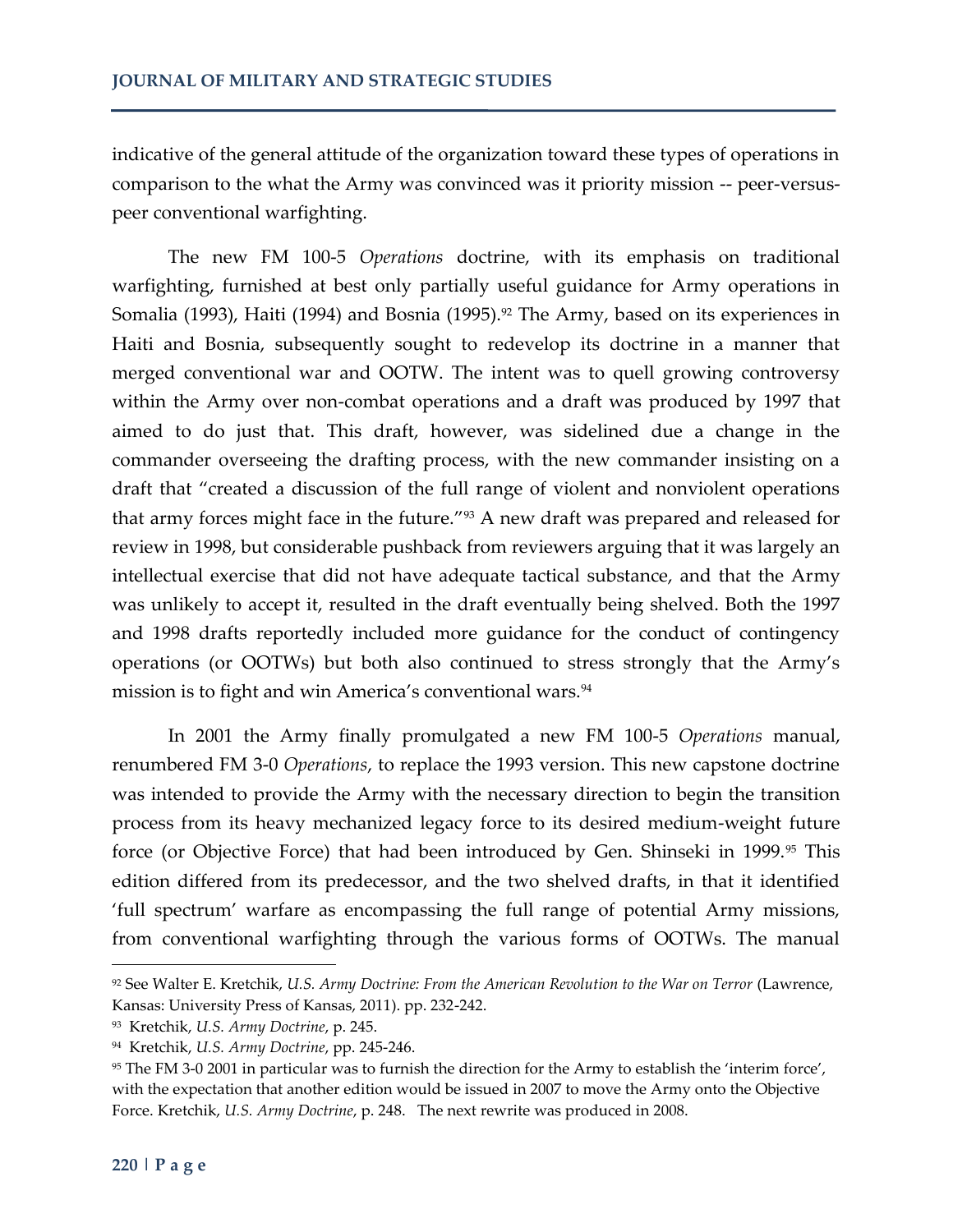indicative of the general attitude of the organization toward these types of operations in comparison to the what the Army was convinced was it priority mission -- peer-versus-peer conventional warfighting.

The new FM 100-5 *Operations* doctrine, with its emphasis on traditional warfighting, furnished at best only partially useful guidance for Army operations in Somalia (1993), Haiti (1994) and Bosnia (1995).[92] The Army, based on its experiences in Haiti and Bosnia, subsequently sought to redevelop its doctrine in a manner that merged conventional war and OOTW. The intent was to quell growing controversy within the Army over non-combat operations and a draft was produced by 1997 that aimed to do just that. This draft, however, was sidelined due a change in the commander overseeing the drafting process, with the new commander insisting on a draft that "created a discussion of the full range of violent and nonviolent operations that army forces might face in the future."[93] A new draft was prepared and released for review in 1998, but considerable pushback from reviewers arguing that it was largely an intellectual exercise that did not have adequate tactical substance, and that the Army was unlikely to accept it, resulted in the draft eventually being shelved. Both the 1997 and 1998 drafts reportedly included more guidance for the conduct of contingency operations (or OOTWs) but both also continued to stress strongly that the Army's mission is to fight and win America's conventional wars.[94]

In 2001 the Army finally promulgated a new FM 100-5 *Operations* manual, renumbered FM 3-0 *Operations*, to replace the 1993 version. This new capstone doctrine was intended to provide the Army with the necessary direction to begin the transition process from its heavy mechanized legacy force to its desired medium-weight future force (or Objective Force) that had been introduced by Gen. Shinseki in 1999.[95] This edition differed from its predecessor, and the two shelved drafts, in that it identified 'full spectrum' warfare as encompassing the full range of potential Army missions, from conventional warfighting through the various forms of OOTWs. The manual

---

[92] See Walter E. Kretchik, *U.S. Army Doctrine: From the American Revolution to the War on Terror* (Lawrence, Kansas: University Press of Kansas, 2011). pp. 232-242.

[93] Kretchik, *U.S. Army Doctrine*, p. 245.

[94] Kretchik, *U.S. Army Doctrine*, pp. 245-246.

[95] The FM 3-0 2001 in particular was to furnish the direction for the Army to establish the 'interim force', with the expectation that another edition would be issued in 2007 to move the Army onto the Objective Force. Kretchik, *U.S. Army Doctrine*, p. 248. The next rewrite was produced in 2008.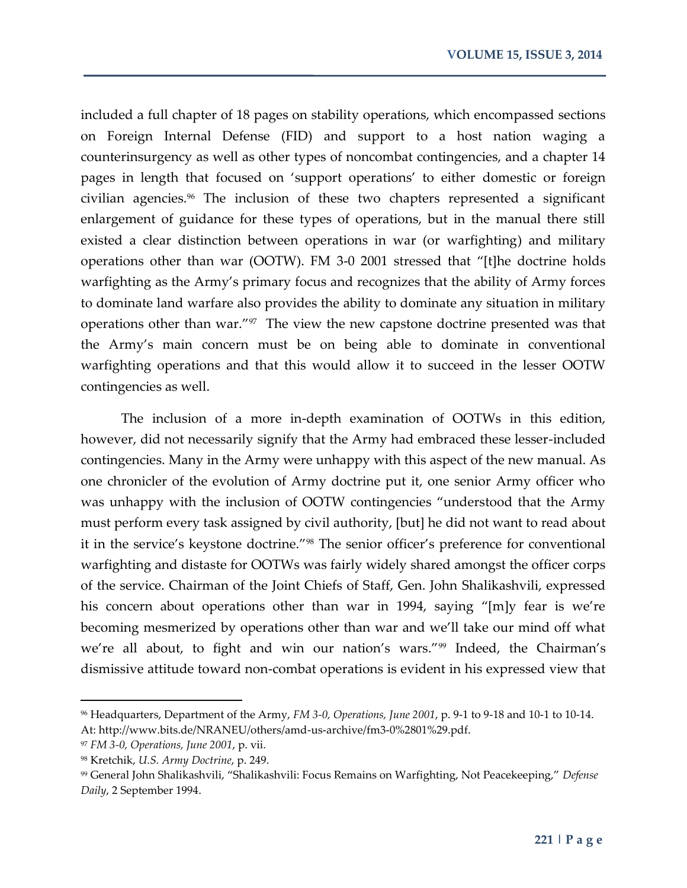included a full chapter of 18 pages on stability operations, which encompassed sections on Foreign Internal Defense (FID) and support to a host nation waging a counterinsurgency as well as other types of noncombat contingencies, and a chapter 14 pages in length that focused on 'support operations' to either domestic or foreign civilian agencies.[96] The inclusion of these two chapters represented a significant enlargement of guidance for these types of operations, but in the manual there still existed a clear distinction between operations in war (or warfighting) and military operations other than war (OOTW). FM 3-0 2001 stressed that "[t]he doctrine holds warfighting as the Army's primary focus and recognizes that the ability of Army forces to dominate land warfare also provides the ability to dominate any situation in military operations other than war."[97] The view the new capstone doctrine presented was that the Army's main concern must be on being able to dominate in conventional warfighting operations and that this would allow it to succeed in the lesser OOTW contingencies as well.

The inclusion of a more in-depth examination of OOTWs in this edition, however, did not necessarily signify that the Army had embraced these lesser-included contingencies. Many in the Army were unhappy with this aspect of the new manual. As one chronicler of the evolution of Army doctrine put it, one senior Army officer who was unhappy with the inclusion of OOTW contingencies "understood that the Army must perform every task assigned by civil authority, [but] he did not want to read about it in the service's keystone doctrine."[98] The senior officer's preference for conventional warfighting and distaste for OOTWs was fairly widely shared amongst the officer corps of the service. Chairman of the Joint Chiefs of Staff, Gen. John Shalikashvili, expressed his concern about operations other than war in 1994, saying "[m]y fear is we're becoming mesmerized by operations other than war and we'll take our mind off what we're all about, to fight and win our nation's wars."[99] Indeed, the Chairman's dismissive attitude toward non-combat operations is evident in his expressed view that

---

[96] Headquarters, Department of the Army, *FM 3-0, Operations, June 2001*, p. 9-1 to 9-18 and 10-1 to 10-14. At: http://www.bits.de/NRANEU/others/amd-us-archive/fm3-0%2801%29.pdf.

[97] *FM 3-0, Operations, June 2001*, p. vii.

[98] Kretchik, *U.S. Army Doctrine*, p. 249.

[99] General John Shalikashvili, "Shalikashvili: Focus Remains on Warfighting, Not Peacekeeping," *Defense Daily*, 2 September 1994.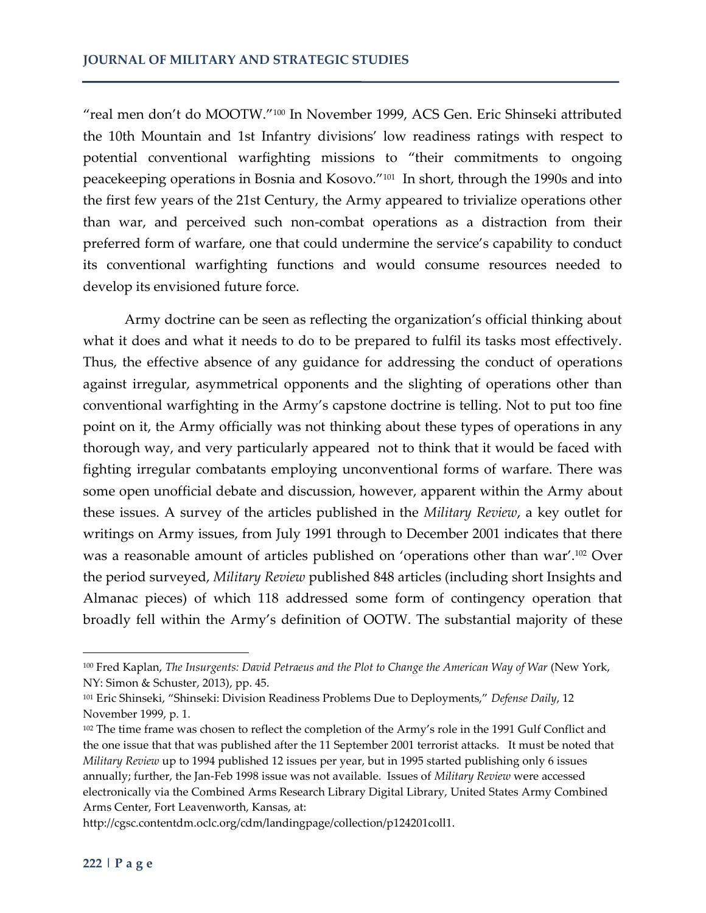"real men don't do MOOTW."[100] In November 1999, ACS Gen. Eric Shinseki attributed the 10th Mountain and 1st Infantry divisions' low readiness ratings with respect to potential conventional warfighting missions to "their commitments to ongoing peacekeeping operations in Bosnia and Kosovo."[101] In short, through the 1990s and into the first few years of the 21st Century, the Army appeared to trivialize operations other than war, and perceived such non-combat operations as a distraction from their preferred form of warfare, one that could undermine the service's capability to conduct its conventional warfighting functions and would consume resources needed to develop its envisioned future force.

Army doctrine can be seen as reflecting the organization's official thinking about what it does and what it needs to do to be prepared to fulfil its tasks most effectively. Thus, the effective absence of any guidance for addressing the conduct of operations against irregular, asymmetrical opponents and the slighting of operations other than conventional warfighting in the Army's capstone doctrine is telling. Not to put too fine point on it, the Army officially was not thinking about these types of operations in any thorough way, and very particularly appeared not to think that it would be faced with fighting irregular combatants employing unconventional forms of warfare. There was some open unofficial debate and discussion, however, apparent within the Army about these issues. A survey of the articles published in the *Military Review*, a key outlet for writings on Army issues, from July 1991 through to December 2001 indicates that there was a reasonable amount of articles published on 'operations other than war'.[102] Over the period surveyed, *Military Review* published 848 articles (including short Insights and Almanac pieces) of which 118 addressed some form of contingency operation that broadly fell within the Army's definition of OOTW. The substantial majority of these

---

[100] Fred Kaplan, *The Insurgents: David Petraeus and the Plot to Change the American Way of War* (New York, NY: Simon & Schuster, 2013), pp. 45.

[101] Eric Shinseki, "Shinseki: Division Readiness Problems Due to Deployments," *Defense Daily*, 12 November 1999, p. 1.

[102] The time frame was chosen to reflect the completion of the Army's role in the 1991 Gulf Conflict and the one issue that that was published after the 11 September 2001 terrorist attacks. It must be noted that *Military Review* up to 1994 published 12 issues per year, but in 1995 started publishing only 6 issues annually; further, the Jan-Feb 1998 issue was not available. Issues of *Military Review* were accessed electronically via the Combined Arms Research Library Digital Library, United States Army Combined Arms Center, Fort Leavenworth, Kansas, at: http://cgsc.contentdm.oclc.org/cdm/landingpage/collection/p124201coll1.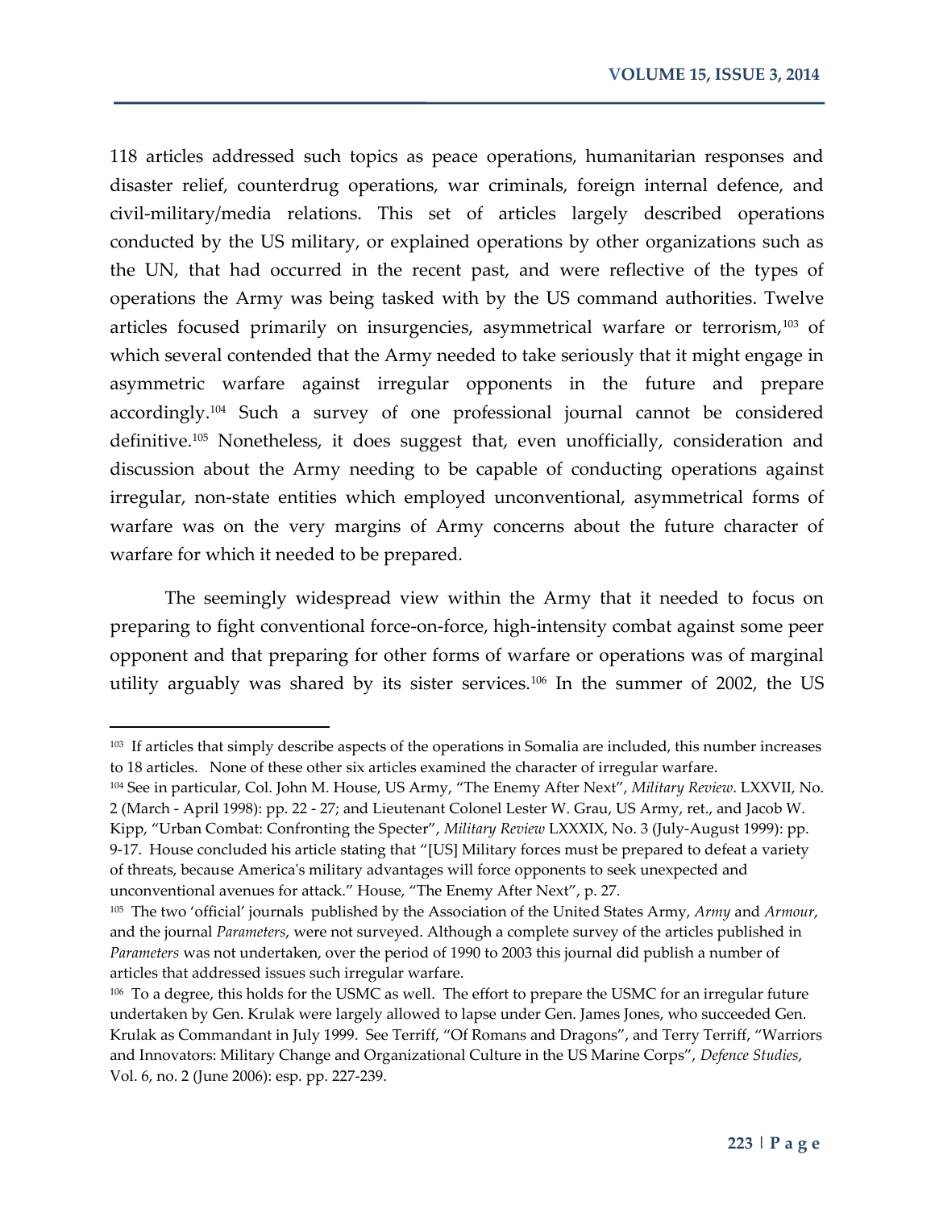118 articles addressed such topics as peace operations, humanitarian responses and disaster relief, counterdrug operations, war criminals, foreign internal defence, and civil-military/media relations. This set of articles largely described operations conducted by the US military, or explained operations by other organizations such as the UN, that had occurred in the recent past, and were reflective of the types of operations the Army was being tasked with by the US command authorities. Twelve articles focused primarily on insurgencies, asymmetrical warfare or terrorism,[103] of which several contended that the Army needed to take seriously that it might engage in asymmetric warfare against irregular opponents in the future and prepare accordingly.[104] Such a survey of one professional journal cannot be considered definitive.[105] Nonetheless, it does suggest that, even unofficially, consideration and discussion about the Army needing to be capable of conducting operations against irregular, non-state entities which employed unconventional, asymmetrical forms of warfare was on the very margins of Army concerns about the future character of warfare for which it needed to be prepared.

The seemingly widespread view within the Army that it needed to focus on preparing to fight conventional force-on-force, high-intensity combat against some peer opponent and that preparing for other forms of warfare or operations was of marginal utility arguably was shared by its sister services.[106] In the summer of 2002, the US

---

[103] If articles that simply describe aspects of the operations in Somalia are included, this number increases to 18 articles. None of these other six articles examined the character of irregular warfare.

[104] See in particular, Col. John M. House, US Army, "The Enemy After Next", *Military Review*. LXXVII, No. 2 (March - April 1998): pp. 22 - 27; and Lieutenant Colonel Lester W. Grau, US Army, ret., and Jacob W. Kipp, "Urban Combat: Confronting the Specter", *Military Review* LXXXIX, No. 3 (July-August 1999): pp. 9-17. House concluded his article stating that "[US] Military forces must be prepared to defeat a variety of threats, because America's military advantages will force opponents to seek unexpected and unconventional avenues for attack." House, "The Enemy After Next", p. 27.

[105] The two 'official' journals published by the Association of the United States Army, *Army* and *Armour*, and the journal *Parameters*, were not surveyed. Although a complete survey of the articles published in *Parameters* was not undertaken, over the period of 1990 to 2003 this journal did publish a number of articles that addressed issues such irregular warfare.

[106] To a degree, this holds for the USMC as well. The effort to prepare the USMC for an irregular future undertaken by Gen. Krulak were largely allowed to lapse under Gen. James Jones, who succeeded Gen. Krulak as Commandant in July 1999. See Terriff, "Of Romans and Dragons", and Terry Terriff, "Warriors and Innovators: Military Change and Organizational Culture in the US Marine Corps", *Defence Studies*, Vol. 6, no. 2 (June 2006): esp. pp. 227-239.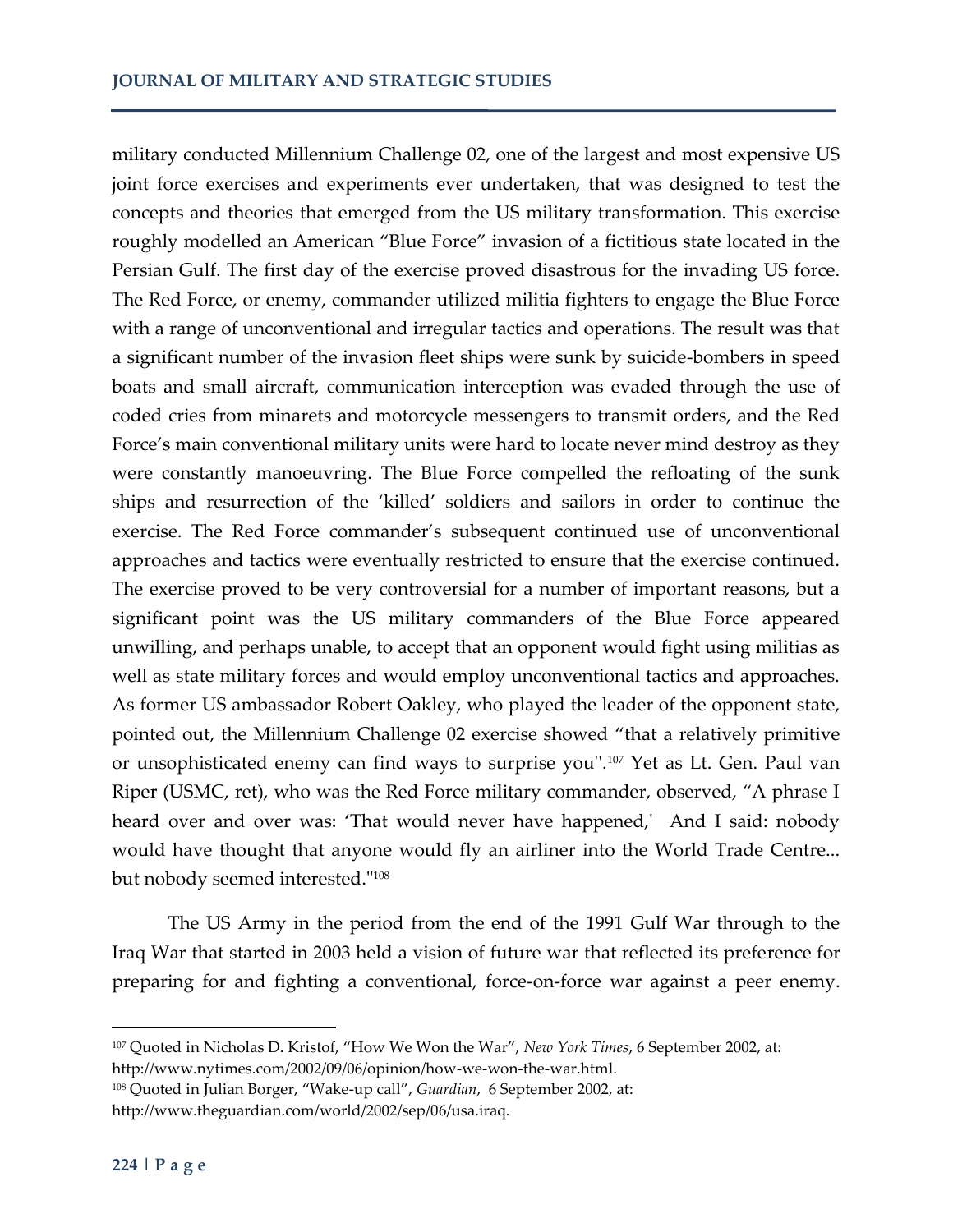military conducted Millennium Challenge 02, one of the largest and most expensive US joint force exercises and experiments ever undertaken, that was designed to test the concepts and theories that emerged from the US military transformation. This exercise roughly modelled an American "Blue Force" invasion of a fictitious state located in the Persian Gulf. The first day of the exercise proved disastrous for the invading US force. The Red Force, or enemy, commander utilized militia fighters to engage the Blue Force with a range of unconventional and irregular tactics and operations. The result was that a significant number of the invasion fleet ships were sunk by suicide-bombers in speed boats and small aircraft, communication interception was evaded through the use of coded cries from minarets and motorcycle messengers to transmit orders, and the Red Force's main conventional military units were hard to locate never mind destroy as they were constantly manoeuvring. The Blue Force compelled the refloating of the sunk ships and resurrection of the 'killed' soldiers and sailors in order to continue the exercise. The Red Force commander's subsequent continued use of unconventional approaches and tactics were eventually restricted to ensure that the exercise continued. The exercise proved to be very controversial for a number of important reasons, but a significant point was the US military commanders of the Blue Force appeared unwilling, and perhaps unable, to accept that an opponent would fight using militias as well as state military forces and would employ unconventional tactics and approaches. As former US ambassador Robert Oakley, who played the leader of the opponent state, pointed out, the Millennium Challenge 02 exercise showed "that a relatively primitive or unsophisticated enemy can find ways to surprise you''.[107] Yet as Lt. Gen. Paul van Riper (USMC, ret), who was the Red Force military commander, observed, "A phrase I heard over and over was: 'That would never have happened,' And I said: nobody would have thought that anyone would fly an airliner into the World Trade Centre... but nobody seemed interested."[108]

The US Army in the period from the end of the 1991 Gulf War through to the Iraq War that started in 2003 held a vision of future war that reflected its preference for preparing for and fighting a conventional, force-on-force war against a peer enemy.

---

[107] Quoted in Nicholas D. Kristof, "How We Won the War", *New York Times*, 6 September 2002, at: http://www.nytimes.com/2002/09/06/opinion/how-we-won-the-war.html.

[108] Quoted in Julian Borger, "Wake-up call", *Guardian*, 6 September 2002, at: http://www.theguardian.com/world/2002/sep/06/usa.iraq.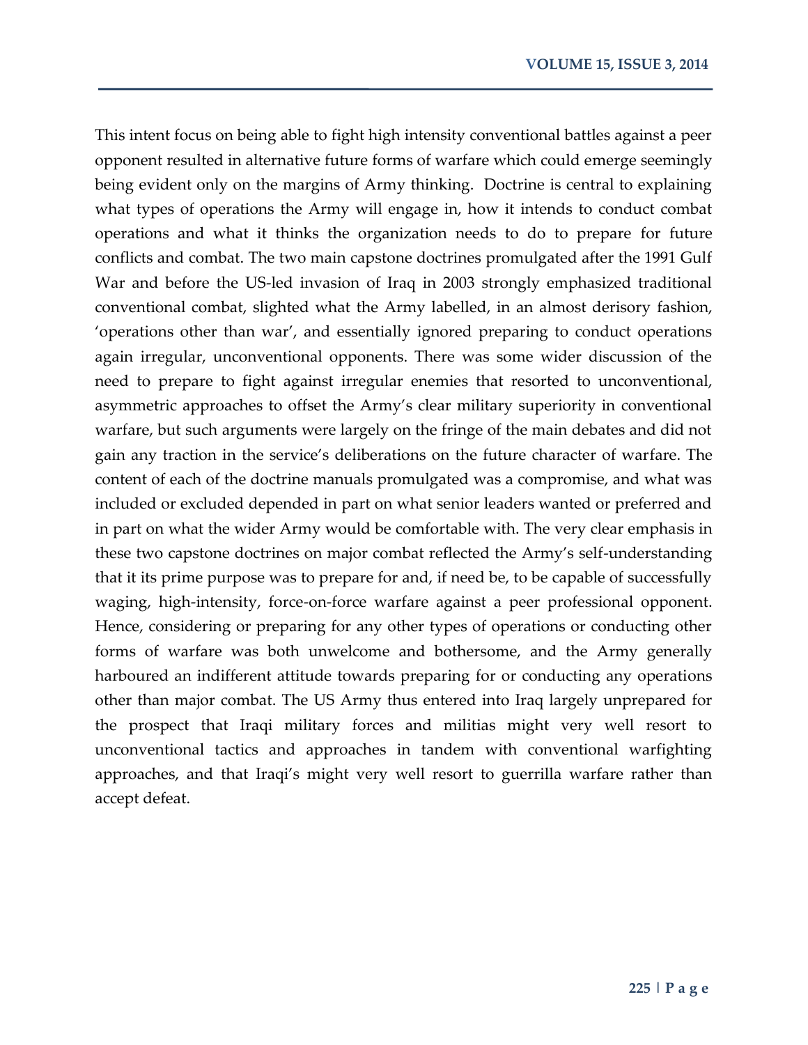This intent focus on being able to fight high intensity conventional battles against a peer opponent resulted in alternative future forms of warfare which could emerge seemingly being evident only on the margins of Army thinking. Doctrine is central to explaining what types of operations the Army will engage in, how it intends to conduct combat operations and what it thinks the organization needs to do to prepare for future conflicts and combat. The two main capstone doctrines promulgated after the 1991 Gulf War and before the US-led invasion of Iraq in 2003 strongly emphasized traditional conventional combat, slighted what the Army labelled, in an almost derisory fashion, 'operations other than war', and essentially ignored preparing to conduct operations again irregular, unconventional opponents. There was some wider discussion of the need to prepare to fight against irregular enemies that resorted to unconventional, asymmetric approaches to offset the Army's clear military superiority in conventional warfare, but such arguments were largely on the fringe of the main debates and did not gain any traction in the service's deliberations on the future character of warfare. The content of each of the doctrine manuals promulgated was a compromise, and what was included or excluded depended in part on what senior leaders wanted or preferred and in part on what the wider Army would be comfortable with. The very clear emphasis in these two capstone doctrines on major combat reflected the Army's self-understanding that it its prime purpose was to prepare for and, if need be, to be capable of successfully waging, high-intensity, force-on-force warfare against a peer professional opponent. Hence, considering or preparing for any other types of operations or conducting other forms of warfare was both unwelcome and bothersome, and the Army generally harboured an indifferent attitude towards preparing for or conducting any operations other than major combat. The US Army thus entered into Iraq largely unprepared for the prospect that Iraqi military forces and militias might very well resort to unconventional tactics and approaches in tandem with conventional warfighting approaches, and that Iraqi's might very well resort to guerrilla warfare rather than accept defeat.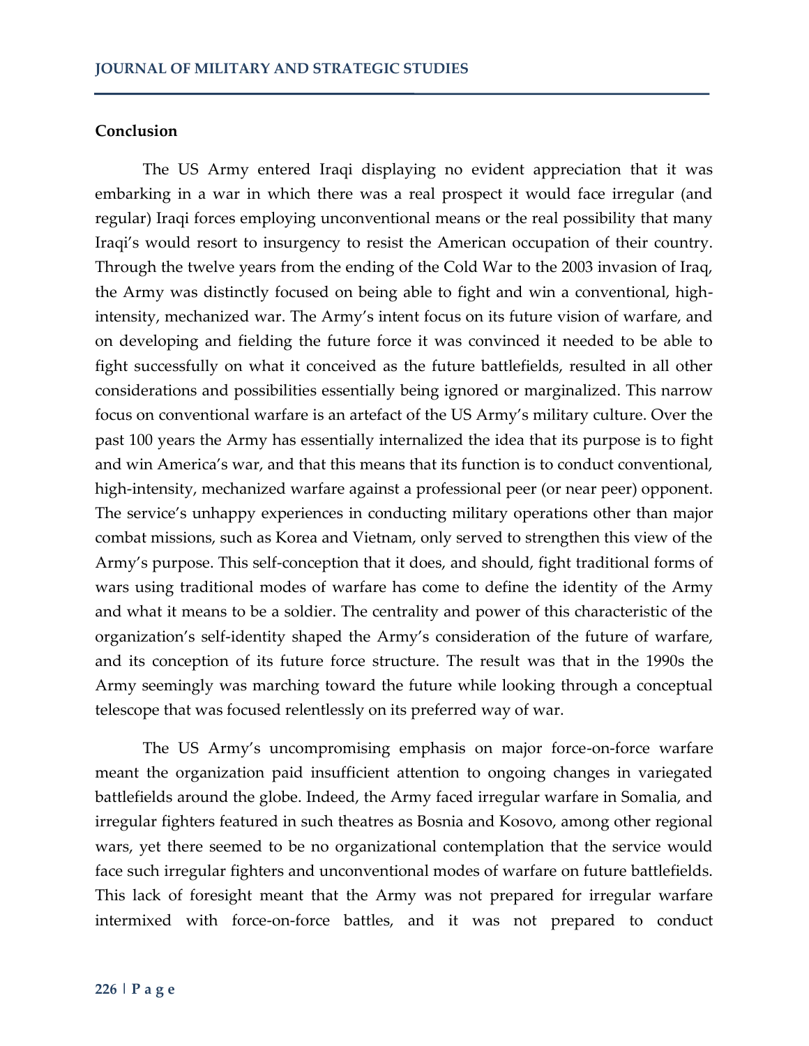## Conclusion

The US Army entered Iraqi displaying no evident appreciation that it was embarking in a war in which there was a real prospect it would face irregular (and regular) Iraqi forces employing unconventional means or the real possibility that many Iraqi's would resort to insurgency to resist the American occupation of their country. Through the twelve years from the ending of the Cold War to the 2003 invasion of Iraq, the Army was distinctly focused on being able to fight and win a conventional, high-intensity, mechanized war. The Army's intent focus on its future vision of warfare, and on developing and fielding the future force it was convinced it needed to be able to fight successfully on what it conceived as the future battlefields, resulted in all other considerations and possibilities essentially being ignored or marginalized. This narrow focus on conventional warfare is an artefact of the US Army's military culture. Over the past 100 years the Army has essentially internalized the idea that its purpose is to fight and win America's war, and that this means that its function is to conduct conventional, high-intensity, mechanized warfare against a professional peer (or near peer) opponent. The service's unhappy experiences in conducting military operations other than major combat missions, such as Korea and Vietnam, only served to strengthen this view of the Army's purpose. This self-conception that it does, and should, fight traditional forms of wars using traditional modes of warfare has come to define the identity of the Army and what it means to be a soldier. The centrality and power of this characteristic of the organization's self-identity shaped the Army's consideration of the future of warfare, and its conception of its future force structure. The result was that in the 1990s the Army seemingly was marching toward the future while looking through a conceptual telescope that was focused relentlessly on its preferred way of war.

The US Army's uncompromising emphasis on major force-on-force warfare meant the organization paid insufficient attention to ongoing changes in variegated battlefields around the globe. Indeed, the Army faced irregular warfare in Somalia, and irregular fighters featured in such theatres as Bosnia and Kosovo, among other regional wars, yet there seemed to be no organizational contemplation that the service would face such irregular fighters and unconventional modes of warfare on future battlefields. This lack of foresight meant that the Army was not prepared for irregular warfare intermixed with force-on-force battles, and it was not prepared to conduct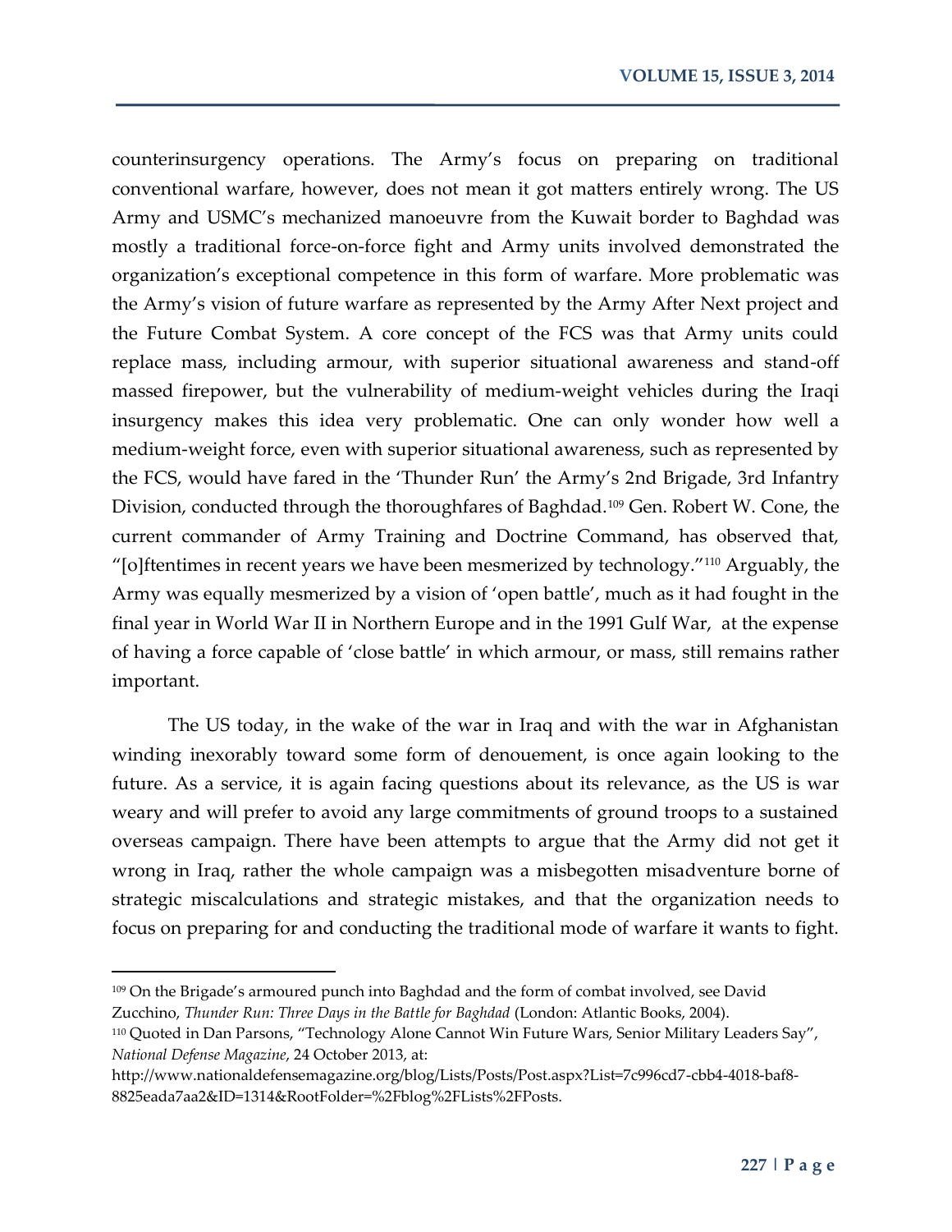counterinsurgency operations. The Army's focus on preparing on traditional conventional warfare, however, does not mean it got matters entirely wrong. The US Army and USMC's mechanized manoeuvre from the Kuwait border to Baghdad was mostly a traditional force-on-force fight and Army units involved demonstrated the organization's exceptional competence in this form of warfare. More problematic was the Army's vision of future warfare as represented by the Army After Next project and the Future Combat System. A core concept of the FCS was that Army units could replace mass, including armour, with superior situational awareness and stand-off massed firepower, but the vulnerability of medium-weight vehicles during the Iraqi insurgency makes this idea very problematic. One can only wonder how well a medium-weight force, even with superior situational awareness, such as represented by the FCS, would have fared in the 'Thunder Run' the Army's 2nd Brigade, 3rd Infantry Division, conducted through the thoroughfares of Baghdad.[109] Gen. Robert W. Cone, the current commander of Army Training and Doctrine Command, has observed that, "[o]ftentimes in recent years we have been mesmerized by technology."[110] Arguably, the Army was equally mesmerized by a vision of 'open battle', much as it had fought in the final year in World War II in Northern Europe and in the 1991 Gulf War, at the expense of having a force capable of 'close battle' in which armour, or mass, still remains rather important.

The US today, in the wake of the war in Iraq and with the war in Afghanistan winding inexorably toward some form of denouement, is once again looking to the future. As a service, it is again facing questions about its relevance, as the US is war weary and will prefer to avoid any large commitments of ground troops to a sustained overseas campaign. There have been attempts to argue that the Army did not get it wrong in Iraq, rather the whole campaign was a misbegotten misadventure borne of strategic miscalculations and strategic mistakes, and that the organization needs to focus on preparing for and conducting the traditional mode of warfare it wants to fight.

---

[109] On the Brigade's armoured punch into Baghdad and the form of combat involved, see David Zucchino, *Thunder Run: Three Days in the Battle for Baghdad* (London: Atlantic Books, 2004).

[110] Quoted in Dan Parsons, "Technology Alone Cannot Win Future Wars, Senior Military Leaders Say", *National Defense Magazine*, 24 October 2013, at: http://www.nationaldefensemagazine.org/blog/Lists/Posts/Post.aspx?List=7c996cd7-cbb4-4018-baf8-8825eada7aa2&ID=1314&RootFolder=%2Fblog%2FLists%2FPosts.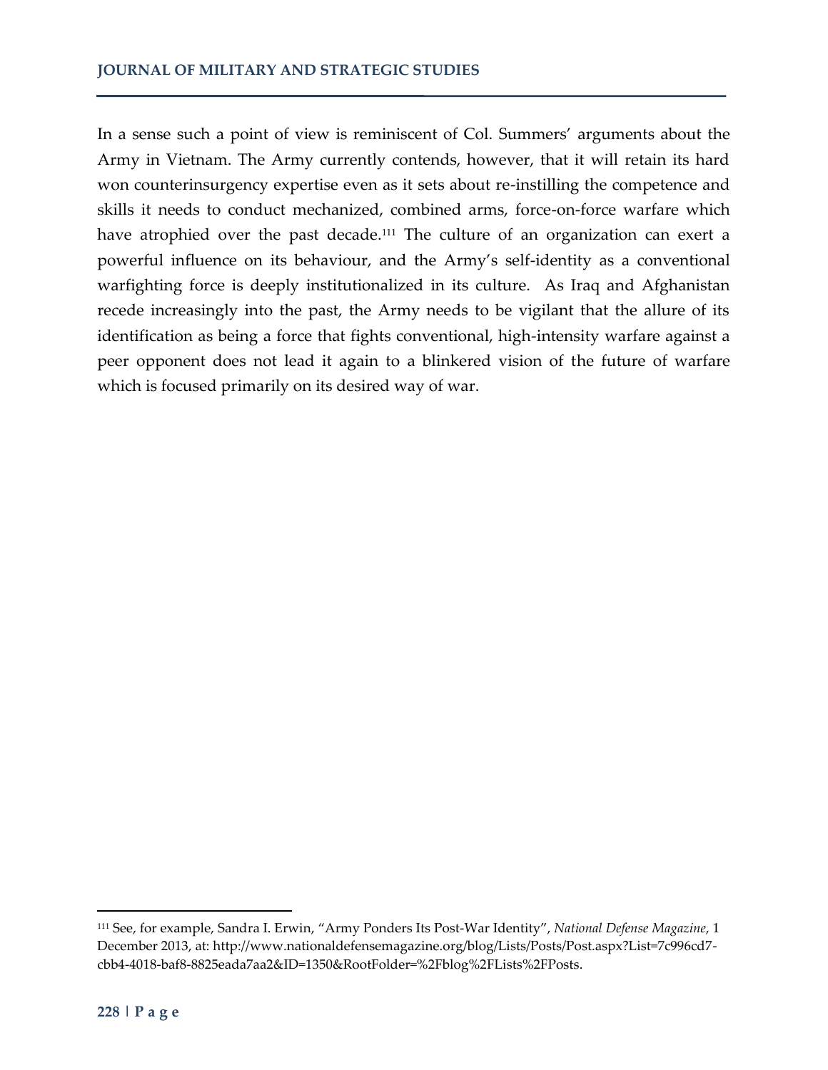In a sense such a point of view is reminiscent of Col. Summers' arguments about the Army in Vietnam. The Army currently contends, however, that it will retain its hard won counterinsurgency expertise even as it sets about re-instilling the competence and skills it needs to conduct mechanized, combined arms, force-on-force warfare which have atrophied over the past decade.[111] The culture of an organization can exert a powerful influence on its behaviour, and the Army's self-identity as a conventional warfighting force is deeply institutionalized in its culture. As Iraq and Afghanistan recede increasingly into the past, the Army needs to be vigilant that the allure of its identification as being a force that fights conventional, high-intensity warfare against a peer opponent does not lead it again to a blinkered vision of the future of warfare which is focused primarily on its desired way of war.

---

[111] See, for example, Sandra I. Erwin, "Army Ponders Its Post-War Identity", *National Defense Magazine*, 1 December 2013, at: http://www.nationaldefensemagazine.org/blog/Lists/Posts/Post.aspx?List=7c996cd7-cbb4-4018-baf8-8825eada7aa2&ID=1350&RootFolder=%2Fblog%2FLists%2FPosts.